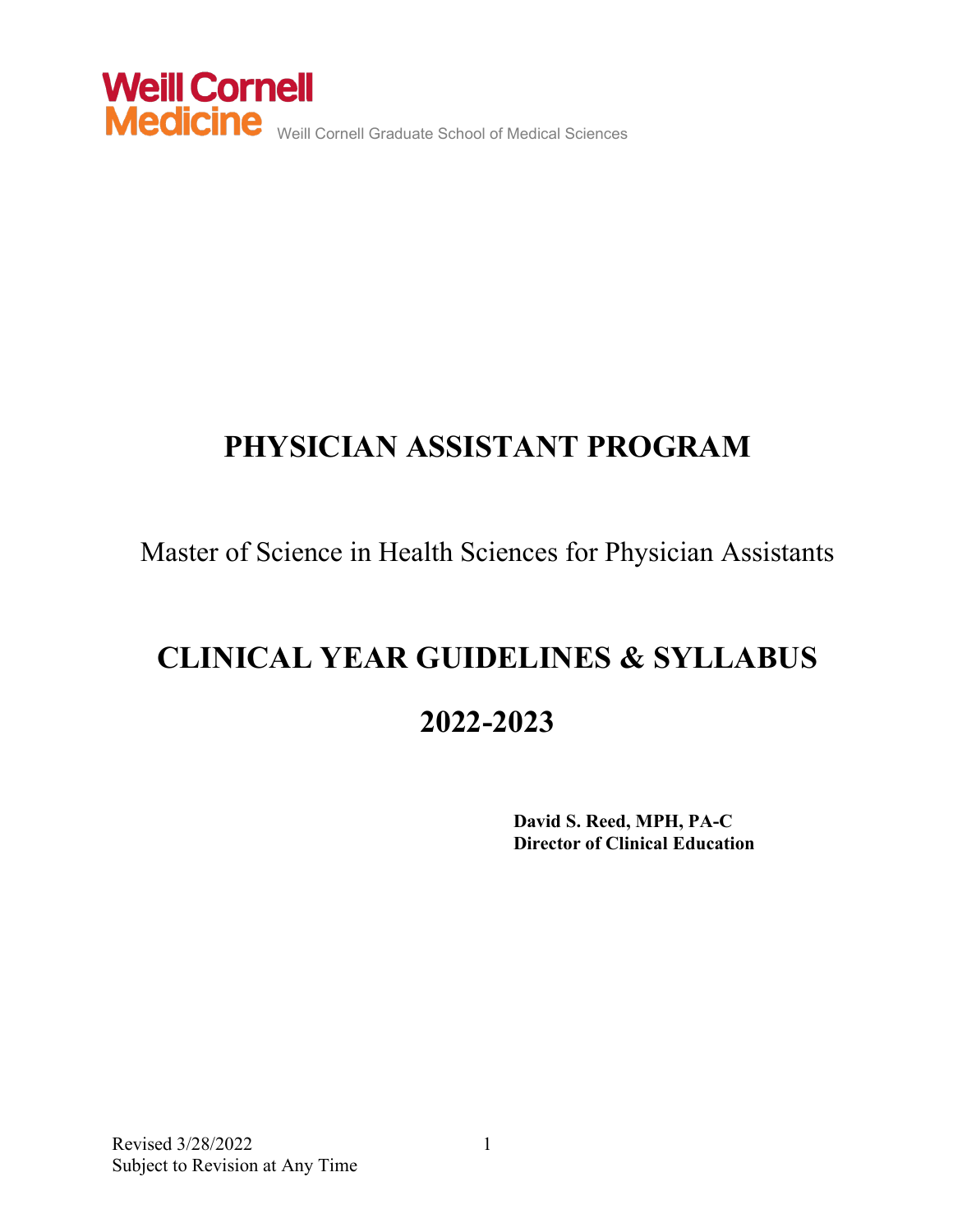Weill Cornell Medicine

Weill Cornell Graduate School of Medical Sciences

# PHYSICIAN ASSISTANT PROGRAM

Master of Science in Health Sciences for Physician Assistants

# CLINICAL YEAR GUIDELINES & SYLLABUS

# 2022-2023

**David S. Reed, MPH, PA-C**
**Director of Clinical Education**

Revised 3/28/2022
Subject to Revision at Any Time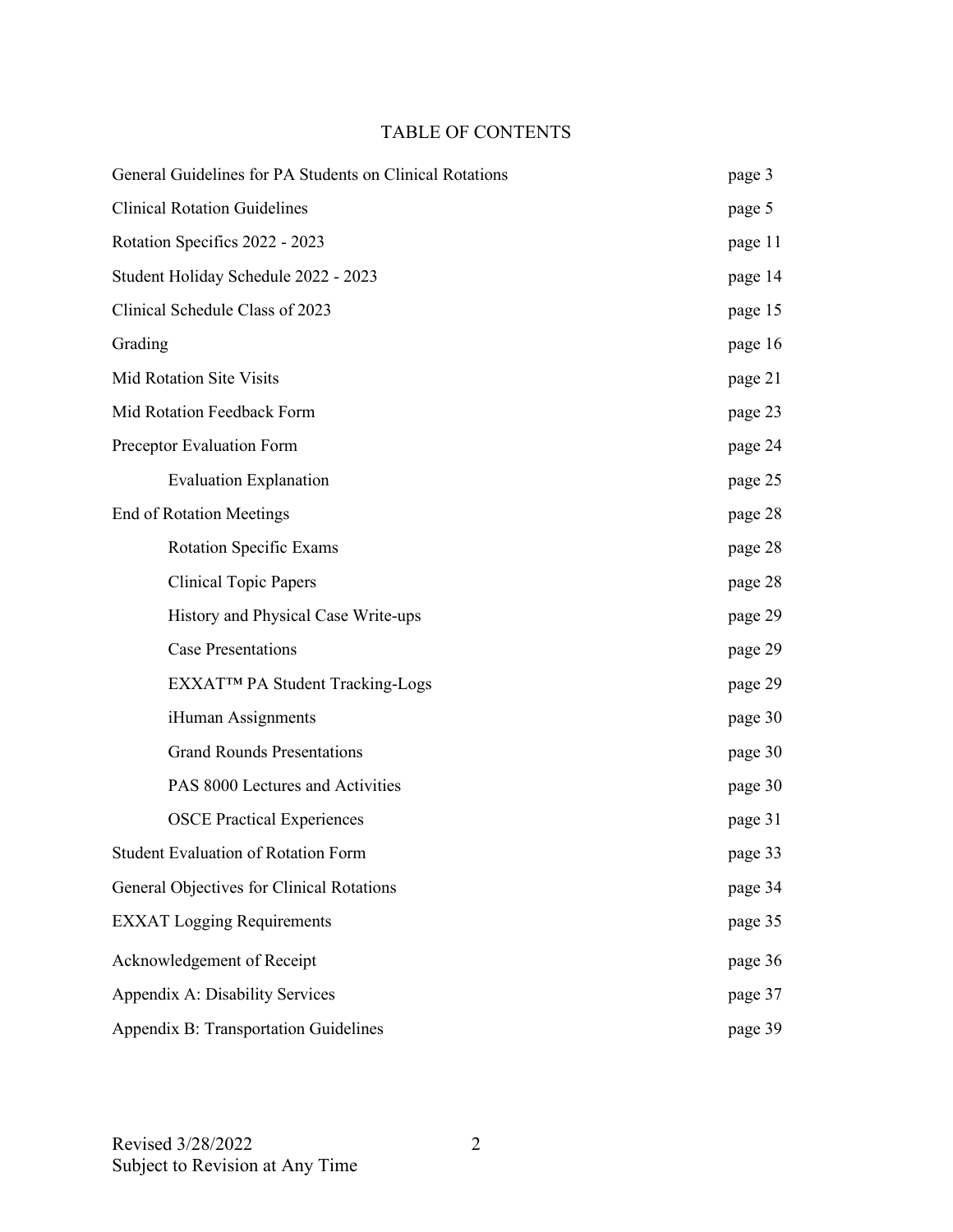# TABLE OF CONTENTS

| | |
|---|---|
| General Guidelines for PA Students on Clinical Rotations | page 3 |
| Clinical Rotation Guidelines | page 5 |
| Rotation Specifics 2022 - 2023 | page 11 |
| Student Holiday Schedule 2022 - 2023 | page 14 |
| Clinical Schedule Class of 2023 | page 15 |
| Grading | page 16 |
| Mid Rotation Site Visits | page 21 |
| Mid Rotation Feedback Form | page 23 |
| Preceptor Evaluation Form | page 24 |
| Evaluation Explanation | page 25 |
| End of Rotation Meetings | page 28 |
| Rotation Specific Exams | page 28 |
| Clinical Topic Papers | page 28 |
| History and Physical Case Write-ups | page 29 |
| Case Presentations | page 29 |
| EXXAT™ PA Student Tracking-Logs | page 29 |
| iHuman Assignments | page 30 |
| Grand Rounds Presentations | page 30 |
| PAS 8000 Lectures and Activities | page 30 |
| OSCE Practical Experiences | page 31 |
| Student Evaluation of Rotation Form | page 33 |
| General Objectives for Clinical Rotations | page 34 |
| EXXAT Logging Requirements | page 35 |
| Acknowledgement of Receipt | page 36 |
| Appendix A: Disability Services | page 37 |
| Appendix B: Transportation Guidelines | page 39 |

Revised 3/28/2022
Subject to Revision at Any Time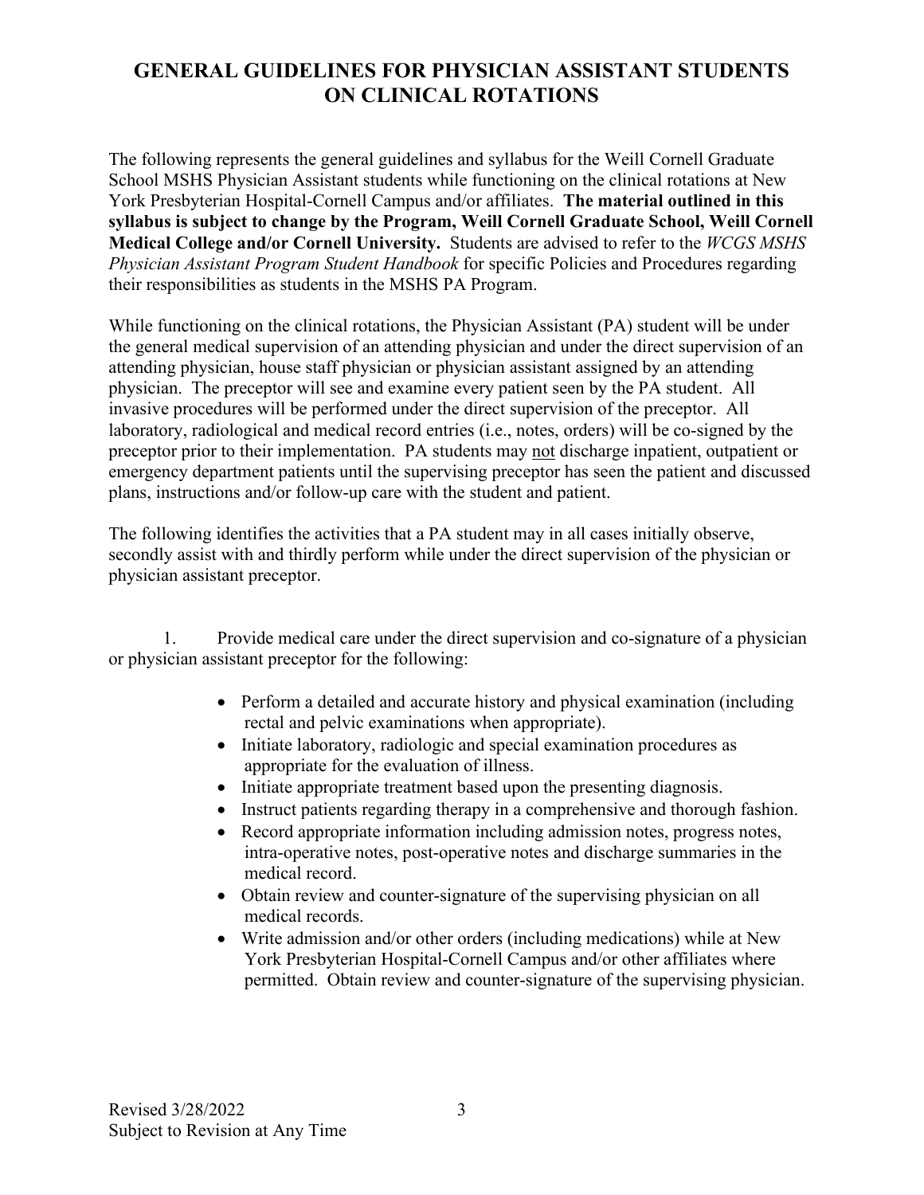# GENERAL GUIDELINES FOR PHYSICIAN ASSISTANT STUDENTS ON CLINICAL ROTATIONS

The following represents the general guidelines and syllabus for the Weill Cornell Graduate School MSHS Physician Assistant students while functioning on the clinical rotations at New York Presbyterian Hospital-Cornell Campus and/or affiliates. **The material outlined in this syllabus is subject to change by the Program, Weill Cornell Graduate School, Weill Cornell Medical College and/or Cornell University.** Students are advised to refer to the *WCGS MSHS Physician Assistant Program Student Handbook* for specific Policies and Procedures regarding their responsibilities as students in the MSHS PA Program.

While functioning on the clinical rotations, the Physician Assistant (PA) student will be under the general medical supervision of an attending physician and under the direct supervision of an attending physician, house staff physician or physician assistant assigned by an attending physician. The preceptor will see and examine every patient seen by the PA student. All invasive procedures will be performed under the direct supervision of the preceptor. All laboratory, radiological and medical record entries (i.e., notes, orders) will be co-signed by the preceptor prior to their implementation. PA students may <u>not</u> discharge inpatient, outpatient or emergency department patients until the supervising preceptor has seen the patient and discussed plans, instructions and/or follow-up care with the student and patient.

The following identifies the activities that a PA student may in all cases initially observe, secondly assist with and thirdly perform while under the direct supervision of the physician or physician assistant preceptor.

1. Provide medical care under the direct supervision and co-signature of a physician or physician assistant preceptor for the following:

   - Perform a detailed and accurate history and physical examination (including rectal and pelvic examinations when appropriate).
   - Initiate laboratory, radiologic and special examination procedures as appropriate for the evaluation of illness.
   - Initiate appropriate treatment based upon the presenting diagnosis.
   - Instruct patients regarding therapy in a comprehensive and thorough fashion.
   - Record appropriate information including admission notes, progress notes, intra-operative notes, post-operative notes and discharge summaries in the medical record.
   - Obtain review and counter-signature of the supervising physician on all medical records.
   - Write admission and/or other orders (including medications) while at New York Presbyterian Hospital-Cornell Campus and/or other affiliates where permitted. Obtain review and counter-signature of the supervising physician.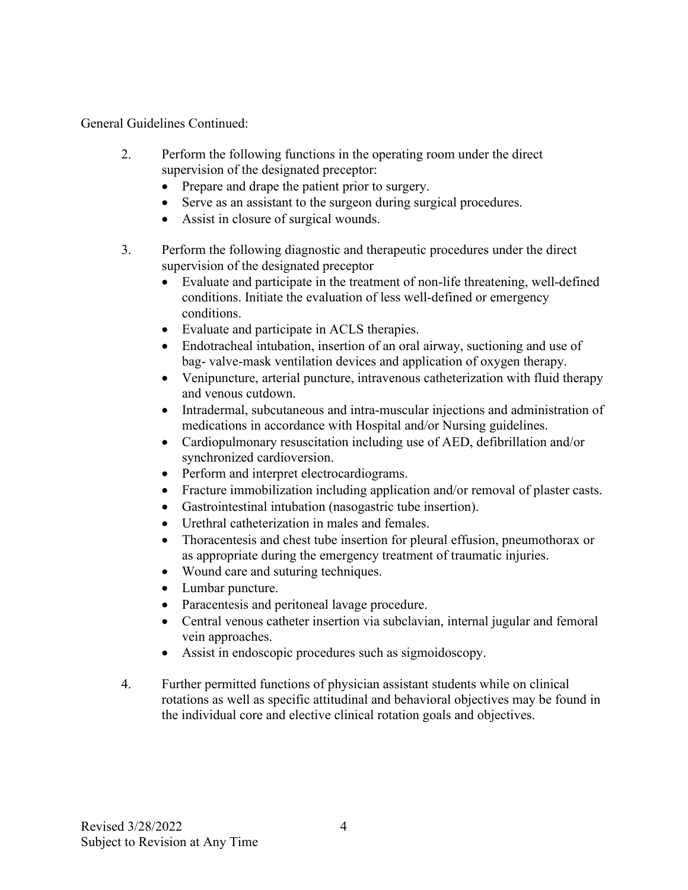General Guidelines Continued:

2. Perform the following functions in the operating room under the direct supervision of the designated preceptor:
   - Prepare and drape the patient prior to surgery.
   - Serve as an assistant to the surgeon during surgical procedures.
   - Assist in closure of surgical wounds.

3. Perform the following diagnostic and therapeutic procedures under the direct supervision of the designated preceptor
   - Evaluate and participate in the treatment of non-life threatening, well-defined conditions. Initiate the evaluation of less well-defined or emergency conditions.
   - Evaluate and participate in ACLS therapies.
   - Endotracheal intubation, insertion of an oral airway, suctioning and use of bag- valve-mask ventilation devices and application of oxygen therapy.
   - Venipuncture, arterial puncture, intravenous catheterization with fluid therapy and venous cutdown.
   - Intradermal, subcutaneous and intra-muscular injections and administration of medications in accordance with Hospital and/or Nursing guidelines.
   - Cardiopulmonary resuscitation including use of AED, defibrillation and/or synchronized cardioversion.
   - Perform and interpret electrocardiograms.
   - Fracture immobilization including application and/or removal of plaster casts.
   - Gastrointestinal intubation (nasogastric tube insertion).
   - Urethral catheterization in males and females.
   - Thoracentesis and chest tube insertion for pleural effusion, pneumothorax or as appropriate during the emergency treatment of traumatic injuries.
   - Wound care and suturing techniques.
   - Lumbar puncture.
   - Paracentesis and peritoneal lavage procedure.
   - Central venous catheter insertion via subclavian, internal jugular and femoral vein approaches.
   - Assist in endoscopic procedures such as sigmoidoscopy.

4. Further permitted functions of physician assistant students while on clinical rotations as well as specific attitudinal and behavioral objectives may be found in the individual core and elective clinical rotation goals and objectives.

Revised 3/28/2022
Subject to Revision at Any Time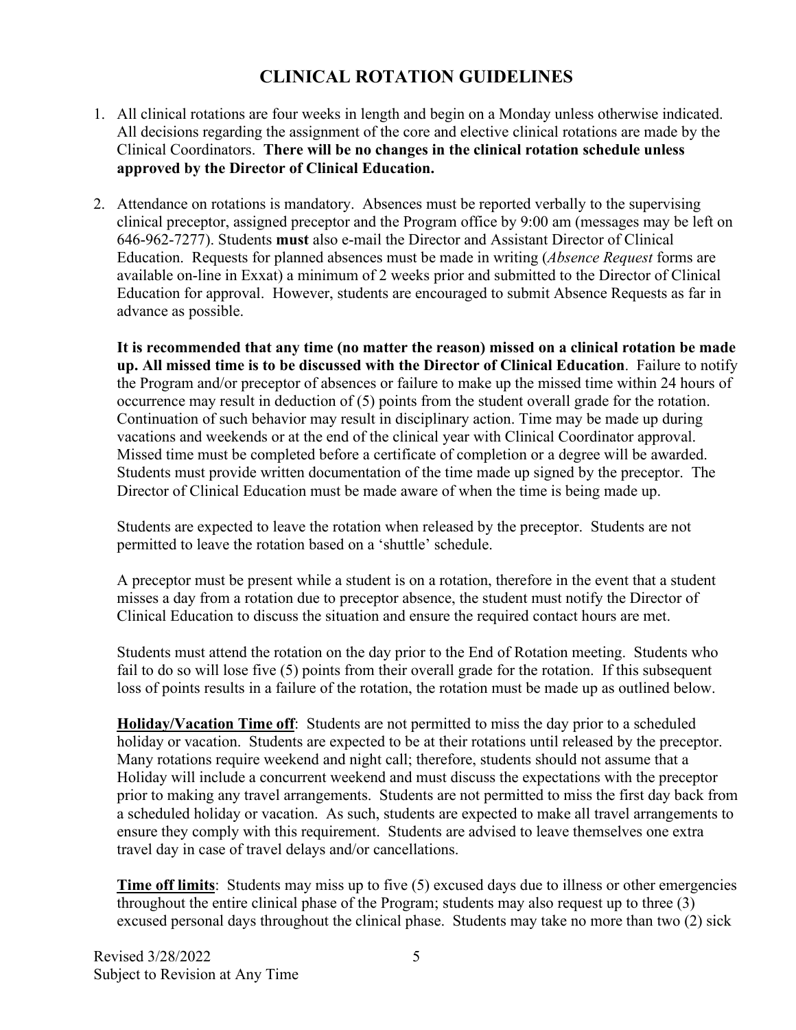# CLINICAL ROTATION GUIDELINES

1. All clinical rotations are four weeks in length and begin on a Monday unless otherwise indicated. All decisions regarding the assignment of the core and elective clinical rotations are made by the Clinical Coordinators. **There will be no changes in the clinical rotation schedule unless approved by the Director of Clinical Education.**

2. Attendance on rotations is mandatory. Absences must be reported verbally to the supervising clinical preceptor, assigned preceptor and the Program office by 9:00 am (messages may be left on 646-962-7277). Students **must** also e-mail the Director and Assistant Director of Clinical Education. Requests for planned absences must be made in writing (*Absence Request* forms are available on-line in Exxat) a minimum of 2 weeks prior and submitted to the Director of Clinical Education for approval. However, students are encouraged to submit Absence Requests as far in advance as possible.

   **It is recommended that any time (no matter the reason) missed on a clinical rotation be made up. All missed time is to be discussed with the Director of Clinical Education**. Failure to notify the Program and/or preceptor of absences or failure to make up the missed time within 24 hours of occurrence may result in deduction of (5) points from the student overall grade for the rotation. Continuation of such behavior may result in disciplinary action. Time may be made up during vacations and weekends or at the end of the clinical year with Clinical Coordinator approval. Missed time must be completed before a certificate of completion or a degree will be awarded. Students must provide written documentation of the time made up signed by the preceptor. The Director of Clinical Education must be made aware of when the time is being made up.

   Students are expected to leave the rotation when released by the preceptor. Students are not permitted to leave the rotation based on a 'shuttle' schedule.

   A preceptor must be present while a student is on a rotation, therefore in the event that a student misses a day from a rotation due to preceptor absence, the student must notify the Director of Clinical Education to discuss the situation and ensure the required contact hours are met.

   Students must attend the rotation on the day prior to the End of Rotation meeting. Students who fail to do so will lose five (5) points from their overall grade for the rotation. If this subsequent loss of points results in a failure of the rotation, the rotation must be made up as outlined below.

   **Holiday/Vacation Time off**: Students are not permitted to miss the day prior to a scheduled holiday or vacation. Students are expected to be at their rotations until released by the preceptor. Many rotations require weekend and night call; therefore, students should not assume that a Holiday will include a concurrent weekend and must discuss the expectations with the preceptor prior to making any travel arrangements. Students are not permitted to miss the first day back from a scheduled holiday or vacation. As such, students are expected to make all travel arrangements to ensure they comply with this requirement. Students are advised to leave themselves one extra travel day in case of travel delays and/or cancellations.

   **Time off limits**: Students may miss up to five (5) excused days due to illness or other emergencies throughout the entire clinical phase of the Program; students may also request up to three (3) excused personal days throughout the clinical phase. Students may take no more than two (2) sick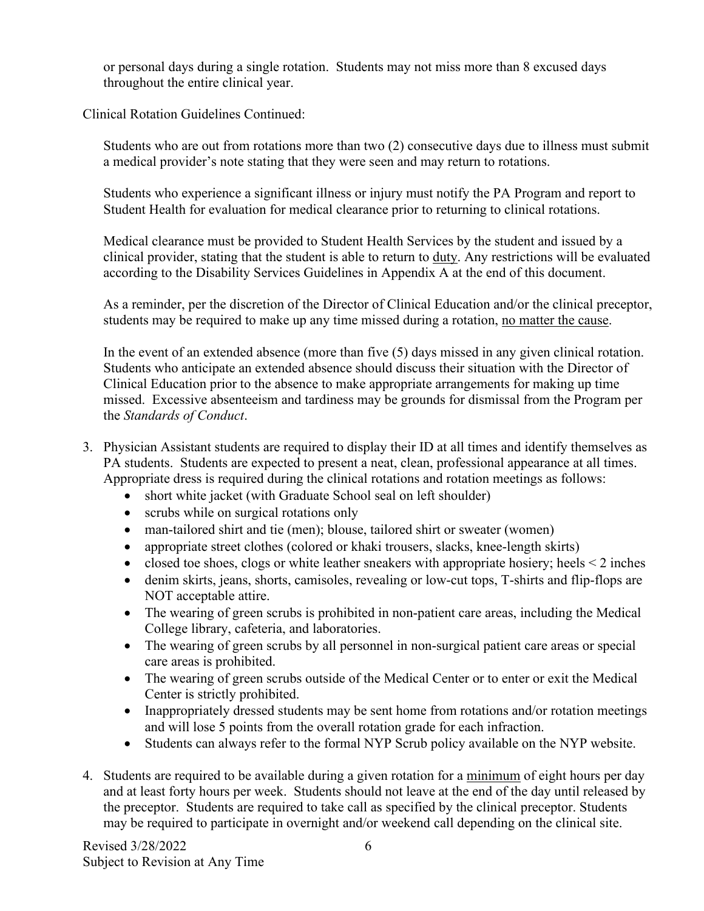or personal days during a single rotation. Students may not miss more than 8 excused days throughout the entire clinical year.

Clinical Rotation Guidelines Continued:

Students who are out from rotations more than two (2) consecutive days due to illness must submit a medical provider's note stating that they were seen and may return to rotations.

Students who experience a significant illness or injury must notify the PA Program and report to Student Health for evaluation for medical clearance prior to returning to clinical rotations.

Medical clearance must be provided to Student Health Services by the student and issued by a clinical provider, stating that the student is able to return to <u>duty</u>. Any restrictions will be evaluated according to the Disability Services Guidelines in Appendix A at the end of this document.

As a reminder, per the discretion of the Director of Clinical Education and/or the clinical preceptor, students may be required to make up any time missed during a rotation, <u>no matter the cause</u>.

In the event of an extended absence (more than five (5) days missed in any given clinical rotation. Students who anticipate an extended absence should discuss their situation with the Director of Clinical Education prior to the absence to make appropriate arrangements for making up time missed. Excessive absenteeism and tardiness may be grounds for dismissal from the Program per the *Standards of Conduct*.

3. Physician Assistant students are required to display their ID at all times and identify themselves as PA students. Students are expected to present a neat, clean, professional appearance at all times. Appropriate dress is required during the clinical rotations and rotation meetings as follows:
   - short white jacket (with Graduate School seal on left shoulder)
   - scrubs while on surgical rotations only
   - man-tailored shirt and tie (men); blouse, tailored shirt or sweater (women)
   - appropriate street clothes (colored or khaki trousers, slacks, knee-length skirts)
   - closed toe shoes, clogs or white leather sneakers with appropriate hosiery; heels < 2 inches
   - denim skirts, jeans, shorts, camisoles, revealing or low-cut tops, T-shirts and flip-flops are NOT acceptable attire.
   - The wearing of green scrubs is prohibited in non-patient care areas, including the Medical College library, cafeteria, and laboratories.
   - The wearing of green scrubs by all personnel in non-surgical patient care areas or special care areas is prohibited.
   - The wearing of green scrubs outside of the Medical Center or to enter or exit the Medical Center is strictly prohibited.
   - Inappropriately dressed students may be sent home from rotations and/or rotation meetings and will lose 5 points from the overall rotation grade for each infraction.
   - Students can always refer to the formal NYP Scrub policy available on the NYP website.

4. Students are required to be available during a given rotation for a <u>minimum</u> of eight hours per day and at least forty hours per week. Students should not leave at the end of the day until released by the preceptor. Students are required to take call as specified by the clinical preceptor. Students may be required to participate in overnight and/or weekend call depending on the clinical site.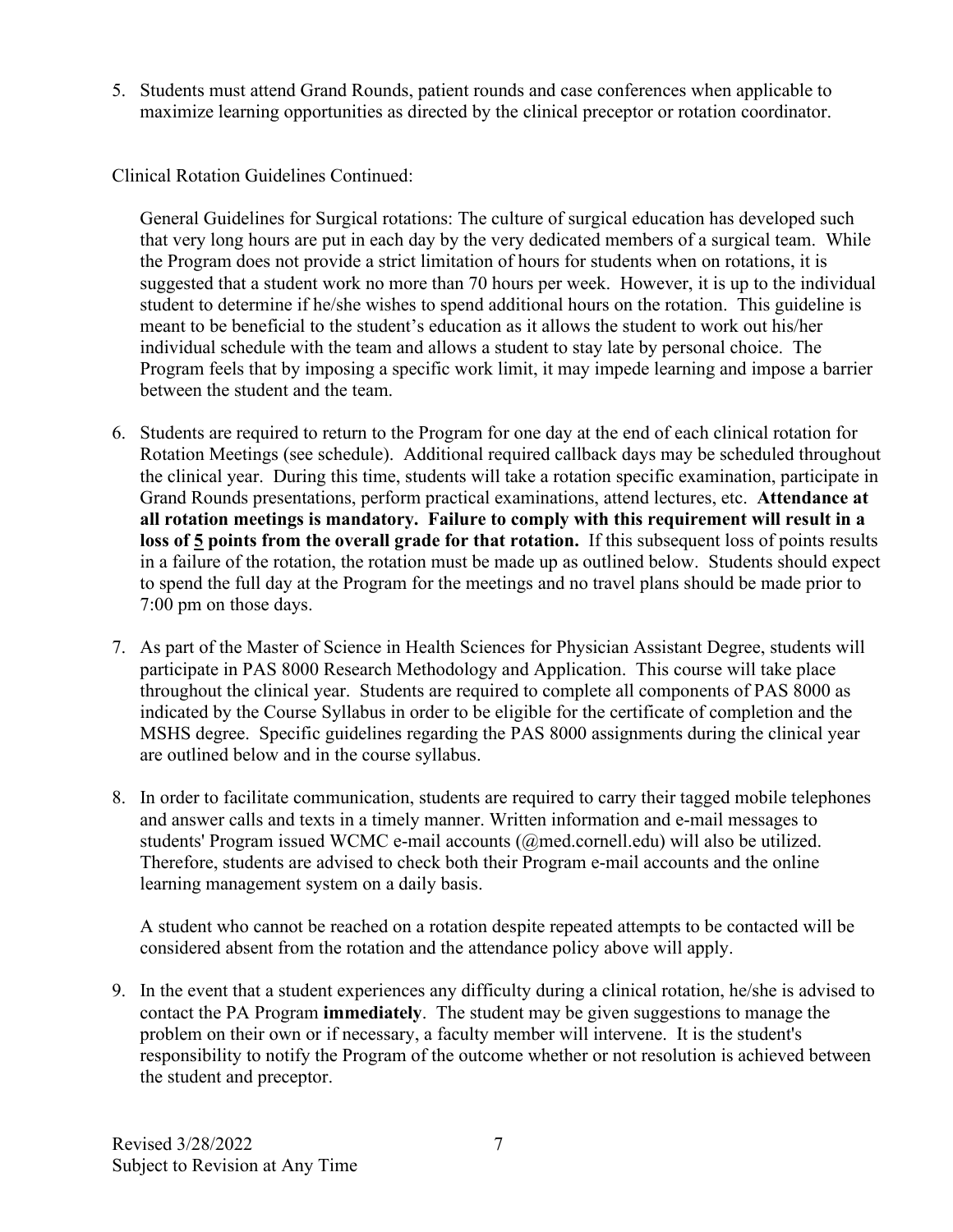5. Students must attend Grand Rounds, patient rounds and case conferences when applicable to maximize learning opportunities as directed by the clinical preceptor or rotation coordinator.

Clinical Rotation Guidelines Continued:

General Guidelines for Surgical rotations: The culture of surgical education has developed such that very long hours are put in each day by the very dedicated members of a surgical team. While the Program does not provide a strict limitation of hours for students when on rotations, it is suggested that a student work no more than 70 hours per week. However, it is up to the individual student to determine if he/she wishes to spend additional hours on the rotation. This guideline is meant to be beneficial to the student's education as it allows the student to work out his/her individual schedule with the team and allows a student to stay late by personal choice. The Program feels that by imposing a specific work limit, it may impede learning and impose a barrier between the student and the team.

6. Students are required to return to the Program for one day at the end of each clinical rotation for Rotation Meetings (see schedule). Additional required callback days may be scheduled throughout the clinical year. During this time, students will take a rotation specific examination, participate in Grand Rounds presentations, perform practical examinations, attend lectures, etc. **Attendance at all rotation meetings is mandatory. Failure to comply with this requirement will result in a loss of 5 points from the overall grade for that rotation.** If this subsequent loss of points results in a failure of the rotation, the rotation must be made up as outlined below. Students should expect to spend the full day at the Program for the meetings and no travel plans should be made prior to 7:00 pm on those days.

7. As part of the Master of Science in Health Sciences for Physician Assistant Degree, students will participate in PAS 8000 Research Methodology and Application. This course will take place throughout the clinical year. Students are required to complete all components of PAS 8000 as indicated by the Course Syllabus in order to be eligible for the certificate of completion and the MSHS degree. Specific guidelines regarding the PAS 8000 assignments during the clinical year are outlined below and in the course syllabus.

8. In order to facilitate communication, students are required to carry their tagged mobile telephones and answer calls and texts in a timely manner. Written information and e-mail messages to students' Program issued WCMC e-mail accounts (@med.cornell.edu) will also be utilized. Therefore, students are advised to check both their Program e-mail accounts and the online learning management system on a daily basis.

   A student who cannot be reached on a rotation despite repeated attempts to be contacted will be considered absent from the rotation and the attendance policy above will apply.

9. In the event that a student experiences any difficulty during a clinical rotation, he/she is advised to contact the PA Program **immediately**. The student may be given suggestions to manage the problem on their own or if necessary, a faculty member will intervene. It is the student's responsibility to notify the Program of the outcome whether or not resolution is achieved between the student and preceptor.

Revised 3/28/2022
Subject to Revision at Any Time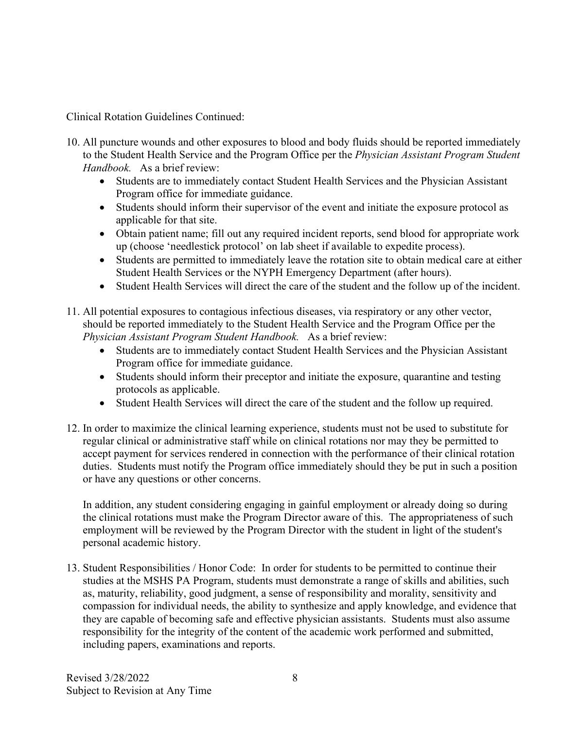Clinical Rotation Guidelines Continued:

10. All puncture wounds and other exposures to blood and body fluids should be reported immediately to the Student Health Service and the Program Office per the *Physician Assistant Program Student Handbook.* As a brief review:
    - Students are to immediately contact Student Health Services and the Physician Assistant Program office for immediate guidance.
    - Students should inform their supervisor of the event and initiate the exposure protocol as applicable for that site.
    - Obtain patient name; fill out any required incident reports, send blood for appropriate work up (choose 'needlestick protocol' on lab sheet if available to expedite process).
    - Students are permitted to immediately leave the rotation site to obtain medical care at either Student Health Services or the NYPH Emergency Department (after hours).
    - Student Health Services will direct the care of the student and the follow up of the incident.

11. All potential exposures to contagious infectious diseases, via respiratory or any other vector, should be reported immediately to the Student Health Service and the Program Office per the *Physician Assistant Program Student Handbook.* As a brief review:
    - Students are to immediately contact Student Health Services and the Physician Assistant Program office for immediate guidance.
    - Students should inform their preceptor and initiate the exposure, quarantine and testing protocols as applicable.
    - Student Health Services will direct the care of the student and the follow up required.

12. In order to maximize the clinical learning experience, students must not be used to substitute for regular clinical or administrative staff while on clinical rotations nor may they be permitted to accept payment for services rendered in connection with the performance of their clinical rotation duties. Students must notify the Program office immediately should they be put in such a position or have any questions or other concerns.

    In addition, any student considering engaging in gainful employment or already doing so during the clinical rotations must make the Program Director aware of this. The appropriateness of such employment will be reviewed by the Program Director with the student in light of the student's personal academic history.

13. Student Responsibilities / Honor Code: In order for students to be permitted to continue their studies at the MSHS PA Program, students must demonstrate a range of skills and abilities, such as, maturity, reliability, good judgment, a sense of responsibility and morality, sensitivity and compassion for individual needs, the ability to synthesize and apply knowledge, and evidence that they are capable of becoming safe and effective physician assistants. Students must also assume responsibility for the integrity of the content of the academic work performed and submitted, including papers, examinations and reports.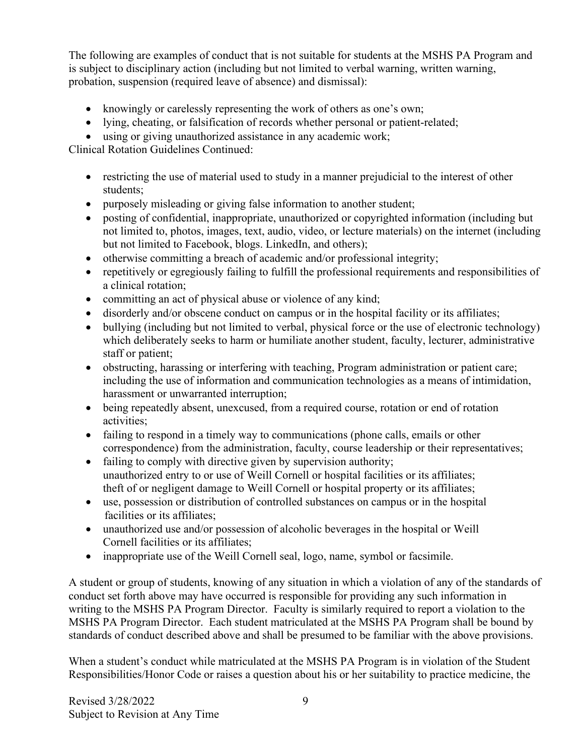The following are examples of conduct that is not suitable for students at the MSHS PA Program and is subject to disciplinary action (including but not limited to verbal warning, written warning, probation, suspension (required leave of absence) and dismissal):

- knowingly or carelessly representing the work of others as one's own;
- lying, cheating, or falsification of records whether personal or patient-related;
- using or giving unauthorized assistance in any academic work;

Clinical Rotation Guidelines Continued:

- restricting the use of material used to study in a manner prejudicial to the interest of other students;
- purposely misleading or giving false information to another student;
- posting of confidential, inappropriate, unauthorized or copyrighted information (including but not limited to, photos, images, text, audio, video, or lecture materials) on the internet (including but not limited to Facebook, blogs. LinkedIn, and others);
- otherwise committing a breach of academic and/or professional integrity;
- repetitively or egregiously failing to fulfill the professional requirements and responsibilities of a clinical rotation;
- committing an act of physical abuse or violence of any kind;
- disorderly and/or obscene conduct on campus or in the hospital facility or its affiliates;
- bullying (including but not limited to verbal, physical force or the use of electronic technology) which deliberately seeks to harm or humiliate another student, faculty, lecturer, administrative staff or patient;
- obstructing, harassing or interfering with teaching, Program administration or patient care; including the use of information and communication technologies as a means of intimidation, harassment or unwarranted interruption;
- being repeatedly absent, unexcused, from a required course, rotation or end of rotation activities;
- failing to respond in a timely way to communications (phone calls, emails or other correspondence) from the administration, faculty, course leadership or their representatives;
- failing to comply with directive given by supervision authority;
  unauthorized entry to or use of Weill Cornell or hospital facilities or its affiliates;
  theft of or negligent damage to Weill Cornell or hospital property or its affiliates;
- use, possession or distribution of controlled substances on campus or in the hospital facilities or its affiliates;
- unauthorized use and/or possession of alcoholic beverages in the hospital or Weill Cornell facilities or its affiliates;
- inappropriate use of the Weill Cornell seal, logo, name, symbol or facsimile.

A student or group of students, knowing of any situation in which a violation of any of the standards of conduct set forth above may have occurred is responsible for providing any such information in writing to the MSHS PA Program Director. Faculty is similarly required to report a violation to the MSHS PA Program Director. Each student matriculated at the MSHS PA Program shall be bound by standards of conduct described above and shall be presumed to be familiar with the above provisions.

When a student's conduct while matriculated at the MSHS PA Program is in violation of the Student Responsibilities/Honor Code or raises a question about his or her suitability to practice medicine, the

Revised 3/28/2022
Subject to Revision at Any Time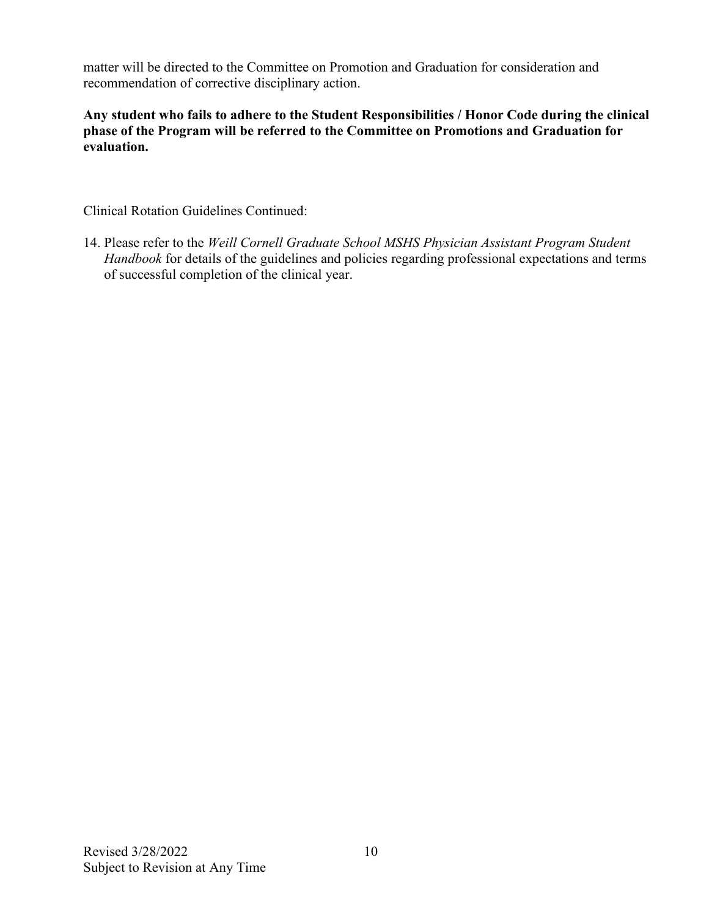matter will be directed to the Committee on Promotion and Graduation for consideration and recommendation of corrective disciplinary action.

**Any student who fails to adhere to the Student Responsibilities / Honor Code during the clinical phase of the Program will be referred to the Committee on Promotions and Graduation for evaluation.**

Clinical Rotation Guidelines Continued:

14. Please refer to the *Weill Cornell Graduate School MSHS Physician Assistant Program Student Handbook* for details of the guidelines and policies regarding professional expectations and terms of successful completion of the clinical year.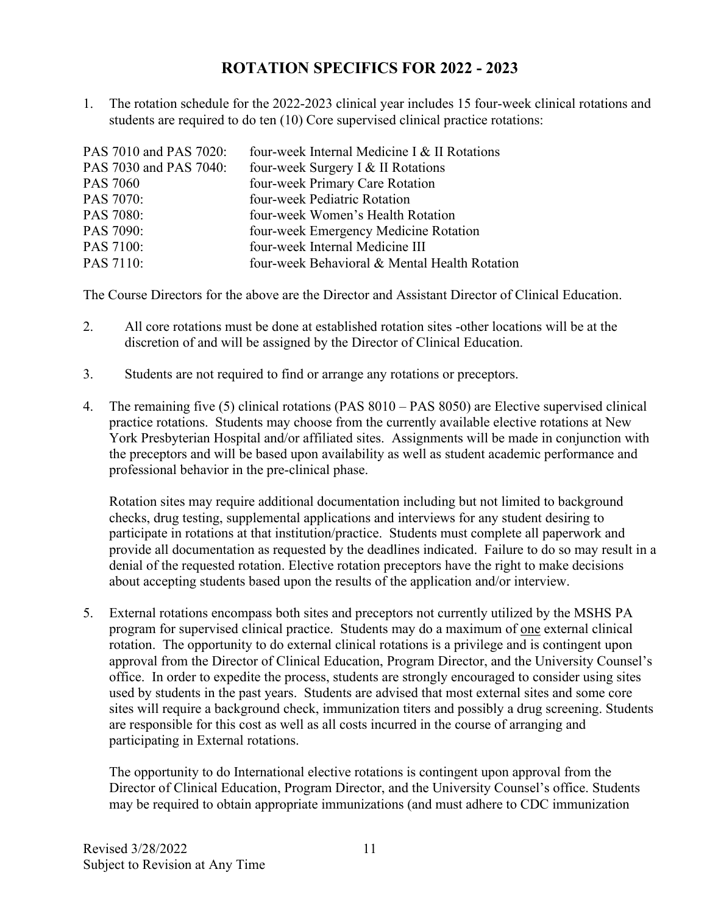# ROTATION SPECIFICS FOR 2022 - 2023

1. The rotation schedule for the 2022-2023 clinical year includes 15 four-week clinical rotations and students are required to do ten (10) Core supervised clinical practice rotations:

| | |
|---|---|
| PAS 7010 and PAS 7020: | four-week Internal Medicine I & II Rotations |
| PAS 7030 and PAS 7040: | four-week Surgery I & II Rotations |
| PAS 7060 | four-week Primary Care Rotation |
| PAS 7070: | four-week Pediatric Rotation |
| PAS 7080: | four-week Women's Health Rotation |
| PAS 7090: | four-week Emergency Medicine Rotation |
| PAS 7100: | four-week Internal Medicine III |
| PAS 7110: | four-week Behavioral & Mental Health Rotation |

The Course Directors for the above are the Director and Assistant Director of Clinical Education.

2. All core rotations must be done at established rotation sites -other locations will be at the discretion of and will be assigned by the Director of Clinical Education.

3. Students are not required to find or arrange any rotations or preceptors.

4. The remaining five (5) clinical rotations (PAS 8010 – PAS 8050) are Elective supervised clinical practice rotations. Students may choose from the currently available elective rotations at New York Presbyterian Hospital and/or affiliated sites. Assignments will be made in conjunction with the preceptors and will be based upon availability as well as student academic performance and professional behavior in the pre-clinical phase.

   Rotation sites may require additional documentation including but not limited to background checks, drug testing, supplemental applications and interviews for any student desiring to participate in rotations at that institution/practice. Students must complete all paperwork and provide all documentation as requested by the deadlines indicated. Failure to do so may result in a denial of the requested rotation. Elective rotation preceptors have the right to make decisions about accepting students based upon the results of the application and/or interview.

5. External rotations encompass both sites and preceptors not currently utilized by the MSHS PA program for supervised clinical practice. Students may do a maximum of <u>one</u> external clinical rotation. The opportunity to do external clinical rotations is a privilege and is contingent upon approval from the Director of Clinical Education, Program Director, and the University Counsel's office. In order to expedite the process, students are strongly encouraged to consider using sites used by students in the past years. Students are advised that most external sites and some core sites will require a background check, immunization titers and possibly a drug screening. Students are responsible for this cost as well as all costs incurred in the course of arranging and participating in External rotations.

   The opportunity to do International elective rotations is contingent upon approval from the Director of Clinical Education, Program Director, and the University Counsel's office. Students may be required to obtain appropriate immunizations (and must adhere to CDC immunization

Revised 3/28/2022
Subject to Revision at Any Time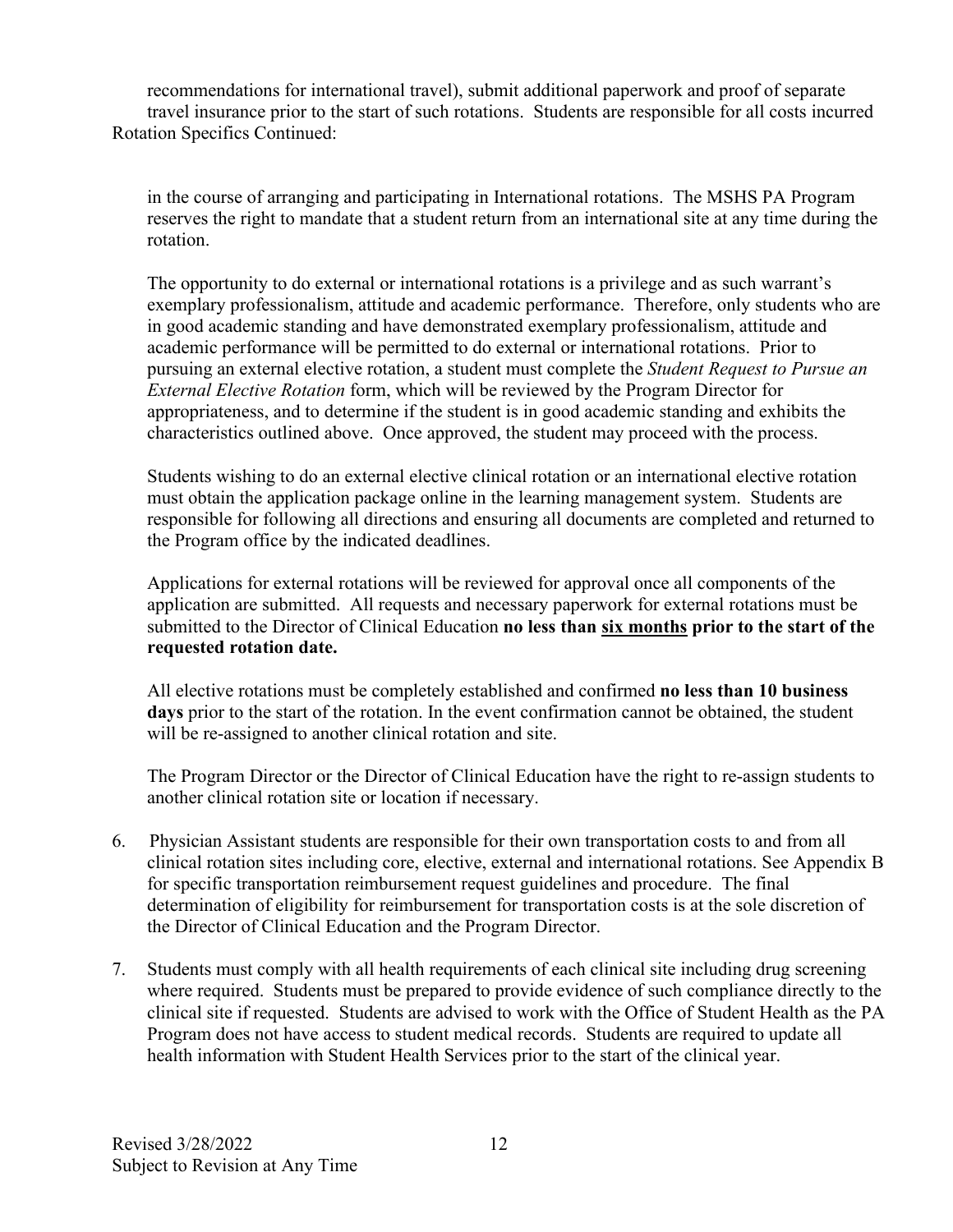recommendations for international travel), submit additional paperwork and proof of separate travel insurance prior to the start of such rotations. Students are responsible for all costs incurred

Rotation Specifics Continued:

in the course of arranging and participating in International rotations. The MSHS PA Program reserves the right to mandate that a student return from an international site at any time during the rotation.

The opportunity to do external or international rotations is a privilege and as such warrant's exemplary professionalism, attitude and academic performance. Therefore, only students who are in good academic standing and have demonstrated exemplary professionalism, attitude and academic performance will be permitted to do external or international rotations. Prior to pursuing an external elective rotation, a student must complete the *Student Request to Pursue an External Elective Rotation* form, which will be reviewed by the Program Director for appropriateness, and to determine if the student is in good academic standing and exhibits the characteristics outlined above. Once approved, the student may proceed with the process.

Students wishing to do an external elective clinical rotation or an international elective rotation must obtain the application package online in the learning management system. Students are responsible for following all directions and ensuring all documents are completed and returned to the Program office by the indicated deadlines.

Applications for external rotations will be reviewed for approval once all components of the application are submitted. All requests and necessary paperwork for external rotations must be submitted to the Director of Clinical Education **no less than <u>six months</u> prior to the start of the requested rotation date.**

All elective rotations must be completely established and confirmed **no less than 10 business days** prior to the start of the rotation. In the event confirmation cannot be obtained, the student will be re-assigned to another clinical rotation and site.

The Program Director or the Director of Clinical Education have the right to re-assign students to another clinical rotation site or location if necessary.

6. Physician Assistant students are responsible for their own transportation costs to and from all clinical rotation sites including core, elective, external and international rotations. See Appendix B for specific transportation reimbursement request guidelines and procedure. The final determination of eligibility for reimbursement for transportation costs is at the sole discretion of the Director of Clinical Education and the Program Director.

7. Students must comply with all health requirements of each clinical site including drug screening where required. Students must be prepared to provide evidence of such compliance directly to the clinical site if requested. Students are advised to work with the Office of Student Health as the PA Program does not have access to student medical records. Students are required to update all health information with Student Health Services prior to the start of the clinical year.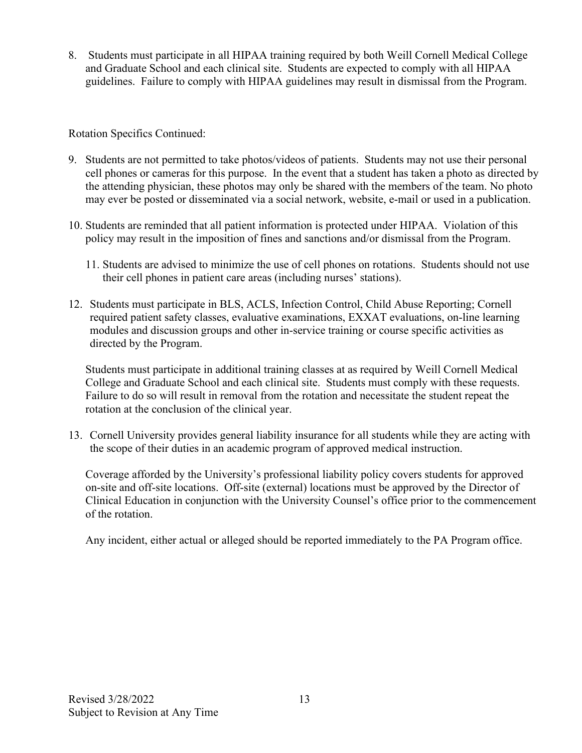8. Students must participate in all HIPAA training required by both Weill Cornell Medical College and Graduate School and each clinical site. Students are expected to comply with all HIPAA guidelines. Failure to comply with HIPAA guidelines may result in dismissal from the Program.

Rotation Specifics Continued:

9. Students are not permitted to take photos/videos of patients. Students may not use their personal cell phones or cameras for this purpose. In the event that a student has taken a photo as directed by the attending physician, these photos may only be shared with the members of the team. No photo may ever be posted or disseminated via a social network, website, e-mail or used in a publication.

10. Students are reminded that all patient information is protected under HIPAA. Violation of this policy may result in the imposition of fines and sanctions and/or dismissal from the Program.

11. Students are advised to minimize the use of cell phones on rotations. Students should not use their cell phones in patient care areas (including nurses' stations).

12. Students must participate in BLS, ACLS, Infection Control, Child Abuse Reporting; Cornell required patient safety classes, evaluative examinations, EXXAT evaluations, on-line learning modules and discussion groups and other in-service training or course specific activities as directed by the Program.

    Students must participate in additional training classes at as required by Weill Cornell Medical College and Graduate School and each clinical site. Students must comply with these requests. Failure to do so will result in removal from the rotation and necessitate the student repeat the rotation at the conclusion of the clinical year.

13. Cornell University provides general liability insurance for all students while they are acting with the scope of their duties in an academic program of approved medical instruction.

    Coverage afforded by the University's professional liability policy covers students for approved on-site and off-site locations. Off-site (external) locations must be approved by the Director of Clinical Education in conjunction with the University Counsel's office prior to the commencement of the rotation.

    Any incident, either actual or alleged should be reported immediately to the PA Program office.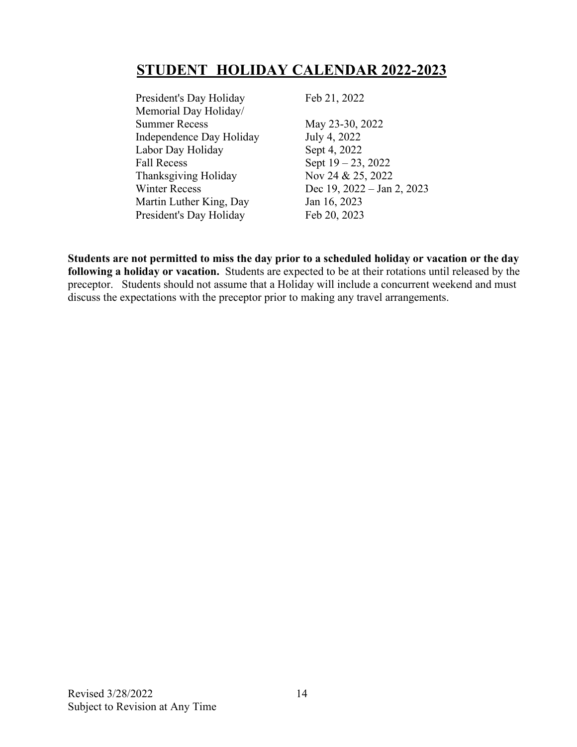# STUDENT HOLIDAY CALENDAR 2022-2023

| | |
|---|---|
| President's Day Holiday | Feb 21, 2022 |
| Memorial Day Holiday/ Summer Recess | May 23-30, 2022 |
| Independence Day Holiday | July 4, 2022 |
| Labor Day Holiday | Sept 4, 2022 |
| Fall Recess | Sept 19 – 23, 2022 |
| Thanksgiving Holiday | Nov 24 & 25, 2022 |
| Winter Recess | Dec 19, 2022 – Jan 2, 2023 |
| Martin Luther King, Day | Jan 16, 2023 |
| President's Day Holiday | Feb 20, 2023 |

**Students are not permitted to miss the day prior to a scheduled holiday or vacation or the day following a holiday or vacation.** Students are expected to be at their rotations until released by the preceptor. Students should not assume that a Holiday will include a concurrent weekend and must discuss the expectations with the preceptor prior to making any travel arrangements.

Revised 3/28/2022
Subject to Revision at Any Time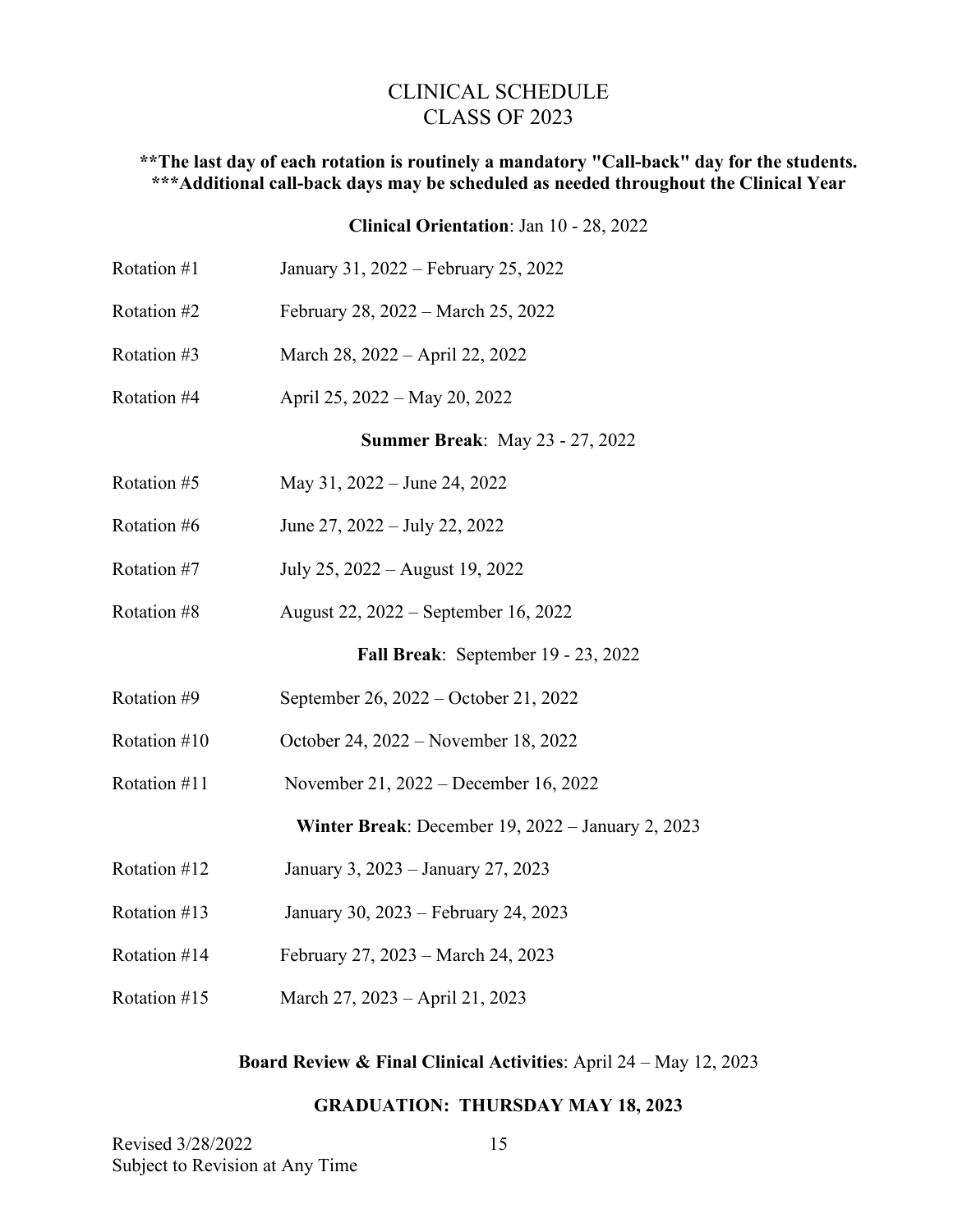# CLINICAL SCHEDULE
# CLASS OF 2023

**\*\*The last day of each rotation is routinely a mandatory "Call-back" day for the students.**
**\*\*\*Additional call-back days may be scheduled as needed throughout the Clinical Year**

**Clinical Orientation**: Jan 10 - 28, 2022

| | |
|---|---|
| Rotation #1 | January 31, 2022 – February 25, 2022 |
| Rotation #2 | February 28, 2022 – March 25, 2022 |
| Rotation #3 | March 28, 2022 – April 22, 2022 |
| Rotation #4 | April 25, 2022 – May 20, 2022 |

**Summer Break**: May 23 - 27, 2022

| | |
|---|---|
| Rotation #5 | May 31, 2022 – June 24, 2022 |
| Rotation #6 | June 27, 2022 – July 22, 2022 |
| Rotation #7 | July 25, 2022 – August 19, 2022 |
| Rotation #8 | August 22, 2022 – September 16, 2022 |

**Fall Break**: September 19 - 23, 2022

| | |
|---|---|
| Rotation #9 | September 26, 2022 – October 21, 2022 |
| Rotation #10 | October 24, 2022 – November 18, 2022 |
| Rotation #11 | November 21, 2022 – December 16, 2022 |

**Winter Break**: December 19, 2022 – January 2, 2023

| | |
|---|---|
| Rotation #12 | January 3, 2023 – January 27, 2023 |
| Rotation #13 | January 30, 2023 – February 24, 2023 |
| Rotation #14 | February 27, 2023 – March 24, 2023 |
| Rotation #15 | March 27, 2023 – April 21, 2023 |

**Board Review & Final Clinical Activities**: April 24 – May 12, 2023

**GRADUATION: THURSDAY MAY 18, 2023**

Revised 3/28/2022
Subject to Revision at Any Time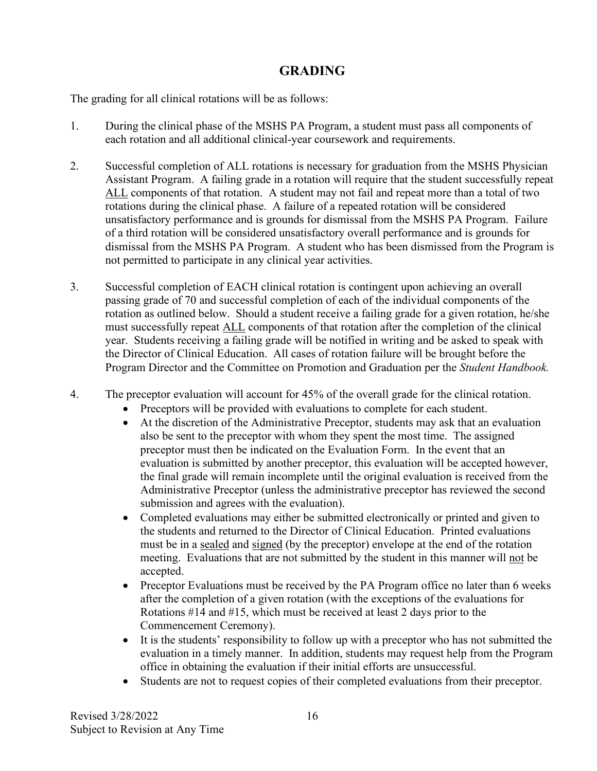## GRADING

The grading for all clinical rotations will be as follows:

1. During the clinical phase of the MSHS PA Program, a student must pass all components of each rotation and all additional clinical-year coursework and requirements.

2. Successful completion of ALL rotations is necessary for graduation from the MSHS Physician Assistant Program. A failing grade in a rotation will require that the student successfully repeat <u>ALL</u> components of that rotation. A student may not fail and repeat more than a total of two rotations during the clinical phase. A failure of a repeated rotation will be considered unsatisfactory performance and is grounds for dismissal from the MSHS PA Program. Failure of a third rotation will be considered unsatisfactory overall performance and is grounds for dismissal from the MSHS PA Program. A student who has been dismissed from the Program is not permitted to participate in any clinical year activities.

3. Successful completion of EACH clinical rotation is contingent upon achieving an overall passing grade of 70 and successful completion of each of the individual components of the rotation as outlined below. Should a student receive a failing grade for a given rotation, he/she must successfully repeat <u>ALL</u> components of that rotation after the completion of the clinical year. Students receiving a failing grade will be notified in writing and be asked to speak with the Director of Clinical Education. All cases of rotation failure will be brought before the Program Director and the Committee on Promotion and Graduation per the *Student Handbook.*

4. The preceptor evaluation will account for 45% of the overall grade for the clinical rotation.
   - Preceptors will be provided with evaluations to complete for each student.
   - At the discretion of the Administrative Preceptor, students may ask that an evaluation also be sent to the preceptor with whom they spent the most time. The assigned preceptor must then be indicated on the Evaluation Form. In the event that an evaluation is submitted by another preceptor, this evaluation will be accepted however, the final grade will remain incomplete until the original evaluation is received from the Administrative Preceptor (unless the administrative preceptor has reviewed the second submission and agrees with the evaluation).
   - Completed evaluations may either be submitted electronically or printed and given to the students and returned to the Director of Clinical Education. Printed evaluations must be in a <u>sealed</u> and <u>signed</u> (by the preceptor) envelope at the end of the rotation meeting. Evaluations that are not submitted by the student in this manner will <u>not</u> be accepted.
   - Preceptor Evaluations must be received by the PA Program office no later than 6 weeks after the completion of a given rotation (with the exceptions of the evaluations for Rotations #14 and #15, which must be received at least 2 days prior to the Commencement Ceremony).
   - It is the students' responsibility to follow up with a preceptor who has not submitted the evaluation in a timely manner. In addition, students may request help from the Program office in obtaining the evaluation if their initial efforts are unsuccessful.
   - Students are not to request copies of their completed evaluations from their preceptor.

Revised 3/28/2022
Subject to Revision at Any Time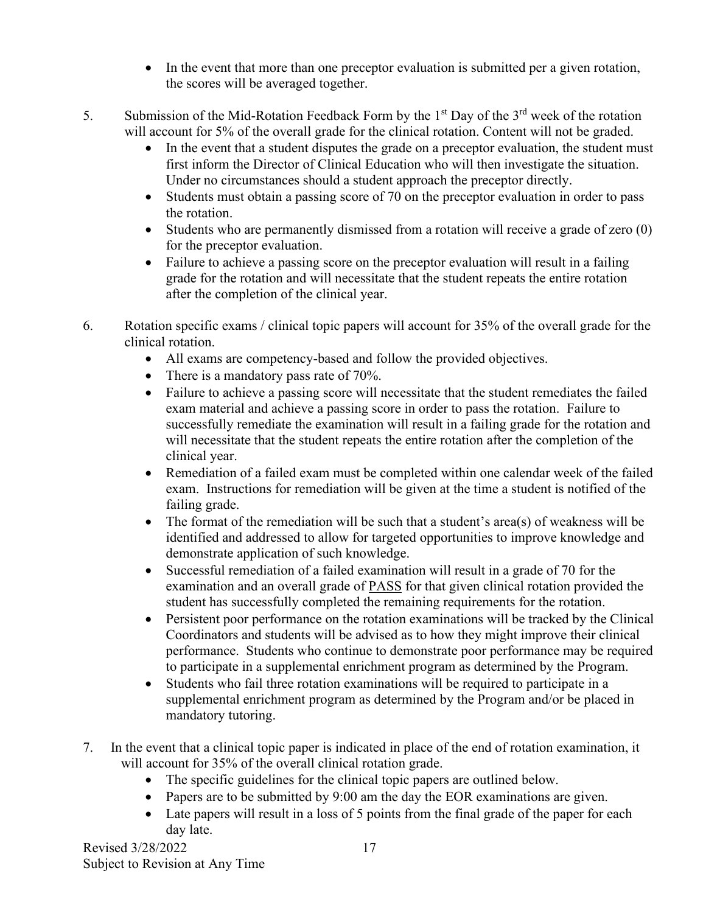- In the event that more than one preceptor evaluation is submitted per a given rotation, the scores will be averaged together.

5. Submission of the Mid-Rotation Feedback Form by the 1st Day of the 3rd week of the rotation will account for 5% of the overall grade for the clinical rotation. Content will not be graded.
   - In the event that a student disputes the grade on a preceptor evaluation, the student must first inform the Director of Clinical Education who will then investigate the situation. Under no circumstances should a student approach the preceptor directly.
   - Students must obtain a passing score of 70 on the preceptor evaluation in order to pass the rotation.
   - Students who are permanently dismissed from a rotation will receive a grade of zero (0) for the preceptor evaluation.
   - Failure to achieve a passing score on the preceptor evaluation will result in a failing grade for the rotation and will necessitate that the student repeats the entire rotation after the completion of the clinical year.

6. Rotation specific exams / clinical topic papers will account for 35% of the overall grade for the clinical rotation.
   - All exams are competency-based and follow the provided objectives.
   - There is a mandatory pass rate of 70%.
   - Failure to achieve a passing score will necessitate that the student remediates the failed exam material and achieve a passing score in order to pass the rotation. Failure to successfully remediate the examination will result in a failing grade for the rotation and will necessitate that the student repeats the entire rotation after the completion of the clinical year.
   - Remediation of a failed exam must be completed within one calendar week of the failed exam. Instructions for remediation will be given at the time a student is notified of the failing grade.
   - The format of the remediation will be such that a student's area(s) of weakness will be identified and addressed to allow for targeted opportunities to improve knowledge and demonstrate application of such knowledge.
   - Successful remediation of a failed examination will result in a grade of 70 for the examination and an overall grade of <u>PASS</u> for that given clinical rotation provided the student has successfully completed the remaining requirements for the rotation.
   - Persistent poor performance on the rotation examinations will be tracked by the Clinical Coordinators and students will be advised as to how they might improve their clinical performance. Students who continue to demonstrate poor performance may be required to participate in a supplemental enrichment program as determined by the Program.
   - Students who fail three rotation examinations will be required to participate in a supplemental enrichment program as determined by the Program and/or be placed in mandatory tutoring.

7. In the event that a clinical topic paper is indicated in place of the end of rotation examination, it will account for 35% of the overall clinical rotation grade.
   - The specific guidelines for the clinical topic papers are outlined below.
   - Papers are to be submitted by 9:00 am the day the EOR examinations are given.
   - Late papers will result in a loss of 5 points from the final grade of the paper for each day late.

Revised 3/28/2022
Subject to Revision at Any Time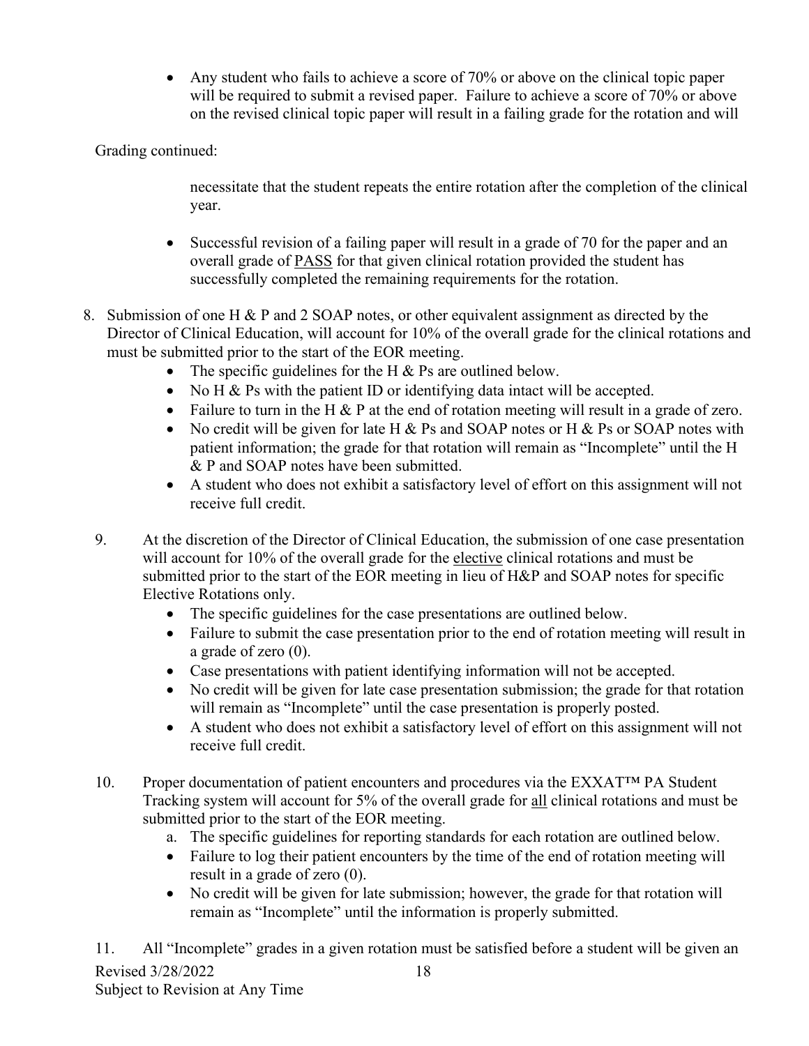- Any student who fails to achieve a score of 70% or above on the clinical topic paper will be required to submit a revised paper. Failure to achieve a score of 70% or above on the revised clinical topic paper will result in a failing grade for the rotation and will

Grading continued:

necessitate that the student repeats the entire rotation after the completion of the clinical year.

- Successful revision of a failing paper will result in a grade of 70 for the paper and an overall grade of <u>PASS</u> for that given clinical rotation provided the student has successfully completed the remaining requirements for the rotation.

8. Submission of one H & P and 2 SOAP notes, or other equivalent assignment as directed by the Director of Clinical Education, will account for 10% of the overall grade for the clinical rotations and must be submitted prior to the start of the EOR meeting.
    - The specific guidelines for the H & Ps are outlined below.
    - No H & Ps with the patient ID or identifying data intact will be accepted.
    - Failure to turn in the H & P at the end of rotation meeting will result in a grade of zero.
    - No credit will be given for late H & Ps and SOAP notes or H & Ps or SOAP notes with patient information; the grade for that rotation will remain as "Incomplete" until the H & P and SOAP notes have been submitted.
    - A student who does not exhibit a satisfactory level of effort on this assignment will not receive full credit.

9. At the discretion of the Director of Clinical Education, the submission of one case presentation will account for 10% of the overall grade for the <u>elective</u> clinical rotations and must be submitted prior to the start of the EOR meeting in lieu of H&P and SOAP notes for specific Elective Rotations only.
    - The specific guidelines for the case presentations are outlined below.
    - Failure to submit the case presentation prior to the end of rotation meeting will result in a grade of zero (0).
    - Case presentations with patient identifying information will not be accepted.
    - No credit will be given for late case presentation submission; the grade for that rotation will remain as "Incomplete" until the case presentation is properly posted.
    - A student who does not exhibit a satisfactory level of effort on this assignment will not receive full credit.

10. Proper documentation of patient encounters and procedures via the EXXAT™ PA Student Tracking system will account for 5% of the overall grade for <u>all</u> clinical rotations and must be submitted prior to the start of the EOR meeting.
    a. The specific guidelines for reporting standards for each rotation are outlined below.
    - Failure to log their patient encounters by the time of the end of rotation meeting will result in a grade of zero (0).
    - No credit will be given for late submission; however, the grade for that rotation will remain as "Incomplete" until the information is properly submitted.

11. All "Incomplete" grades in a given rotation must be satisfied before a student will be given an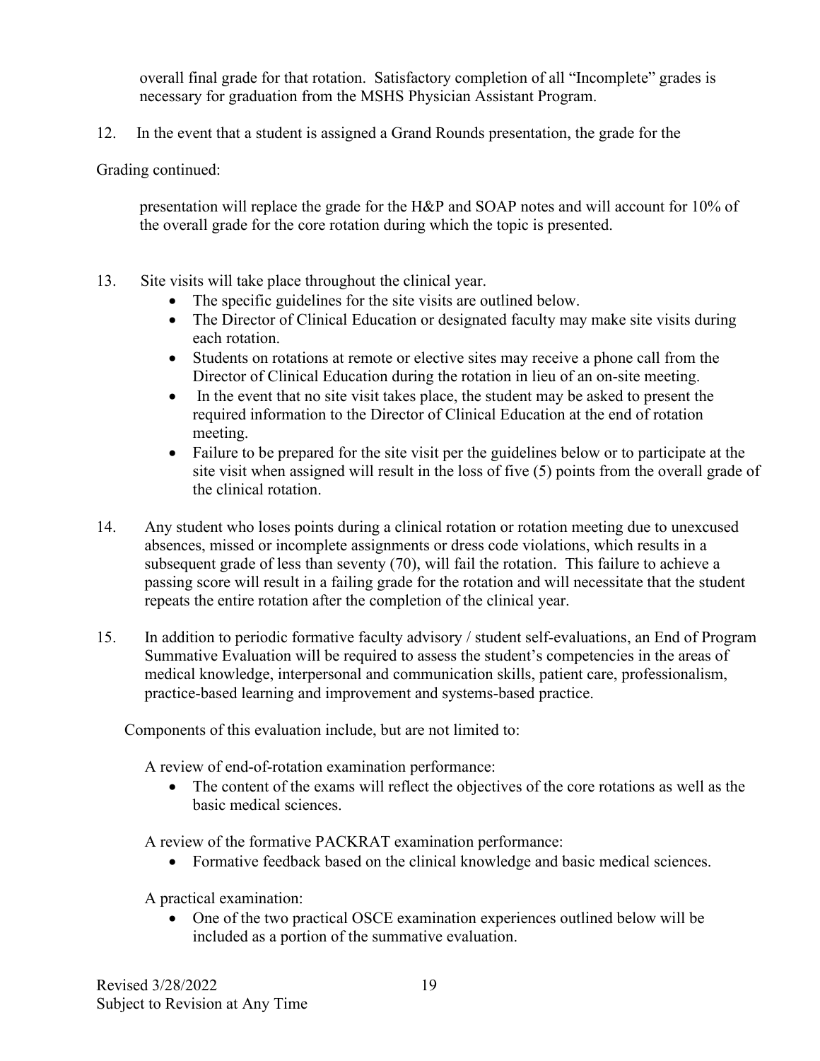overall final grade for that rotation. Satisfactory completion of all "Incomplete" grades is necessary for graduation from the MSHS Physician Assistant Program.

12. In the event that a student is assigned a Grand Rounds presentation, the grade for the

Grading continued:

presentation will replace the grade for the H&P and SOAP notes and will account for 10% of the overall grade for the core rotation during which the topic is presented.

13. Site visits will take place throughout the clinical year.
    - The specific guidelines for the site visits are outlined below.
    - The Director of Clinical Education or designated faculty may make site visits during each rotation.
    - Students on rotations at remote or elective sites may receive a phone call from the Director of Clinical Education during the rotation in lieu of an on-site meeting.
    - In the event that no site visit takes place, the student may be asked to present the required information to the Director of Clinical Education at the end of rotation meeting.
    - Failure to be prepared for the site visit per the guidelines below or to participate at the site visit when assigned will result in the loss of five (5) points from the overall grade of the clinical rotation.

14. Any student who loses points during a clinical rotation or rotation meeting due to unexcused absences, missed or incomplete assignments or dress code violations, which results in a subsequent grade of less than seventy (70), will fail the rotation. This failure to achieve a passing score will result in a failing grade for the rotation and will necessitate that the student repeats the entire rotation after the completion of the clinical year.

15. In addition to periodic formative faculty advisory / student self-evaluations, an End of Program Summative Evaluation will be required to assess the student's competencies in the areas of medical knowledge, interpersonal and communication skills, patient care, professionalism, practice-based learning and improvement and systems-based practice.

    Components of this evaluation include, but are not limited to:

    A review of end-of-rotation examination performance:
    - The content of the exams will reflect the objectives of the core rotations as well as the basic medical sciences.

    A review of the formative PACKRAT examination performance:
    - Formative feedback based on the clinical knowledge and basic medical sciences.

    A practical examination:
    - One of the two practical OSCE examination experiences outlined below will be included as a portion of the summative evaluation.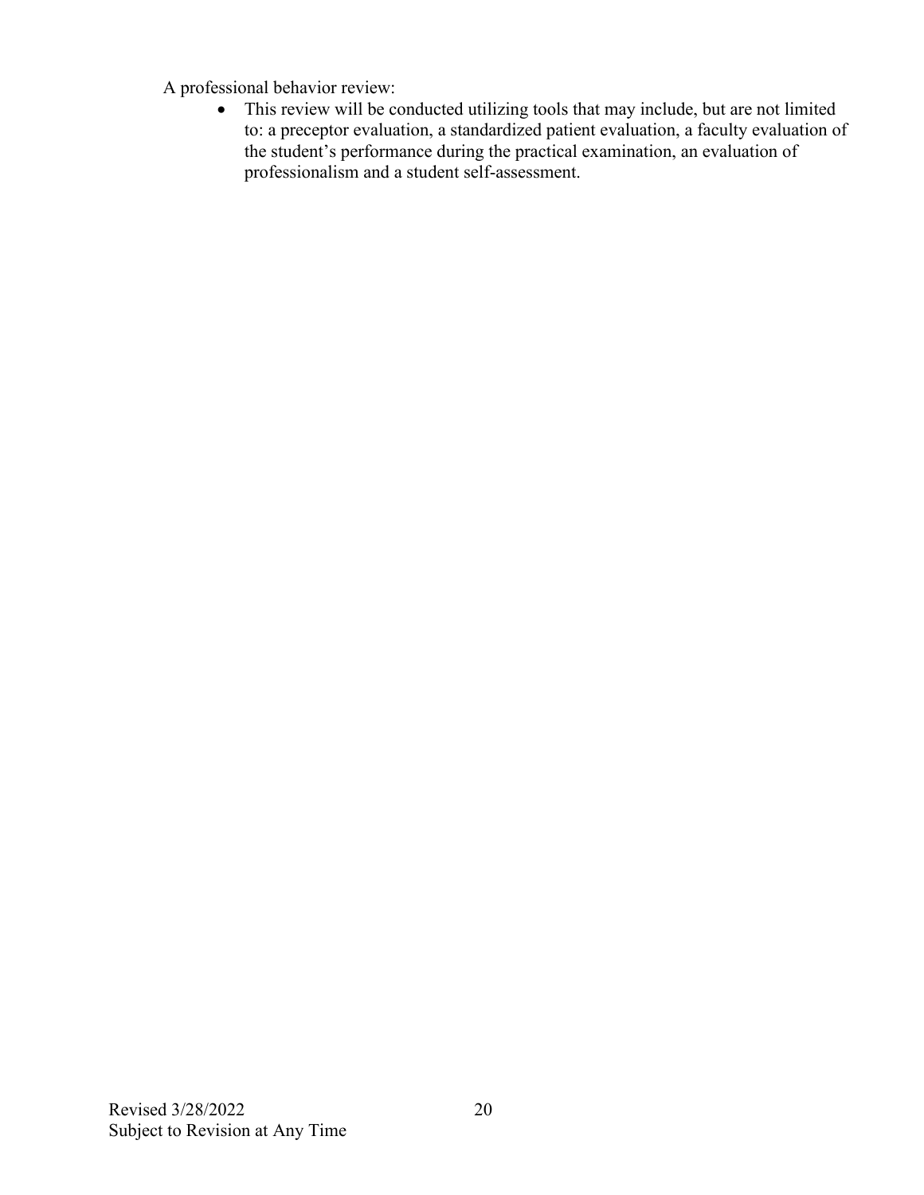A professional behavior review:

- This review will be conducted utilizing tools that may include, but are not limited to: a preceptor evaluation, a standardized patient evaluation, a faculty evaluation of the student's performance during the practical examination, an evaluation of professionalism and a student self-assessment.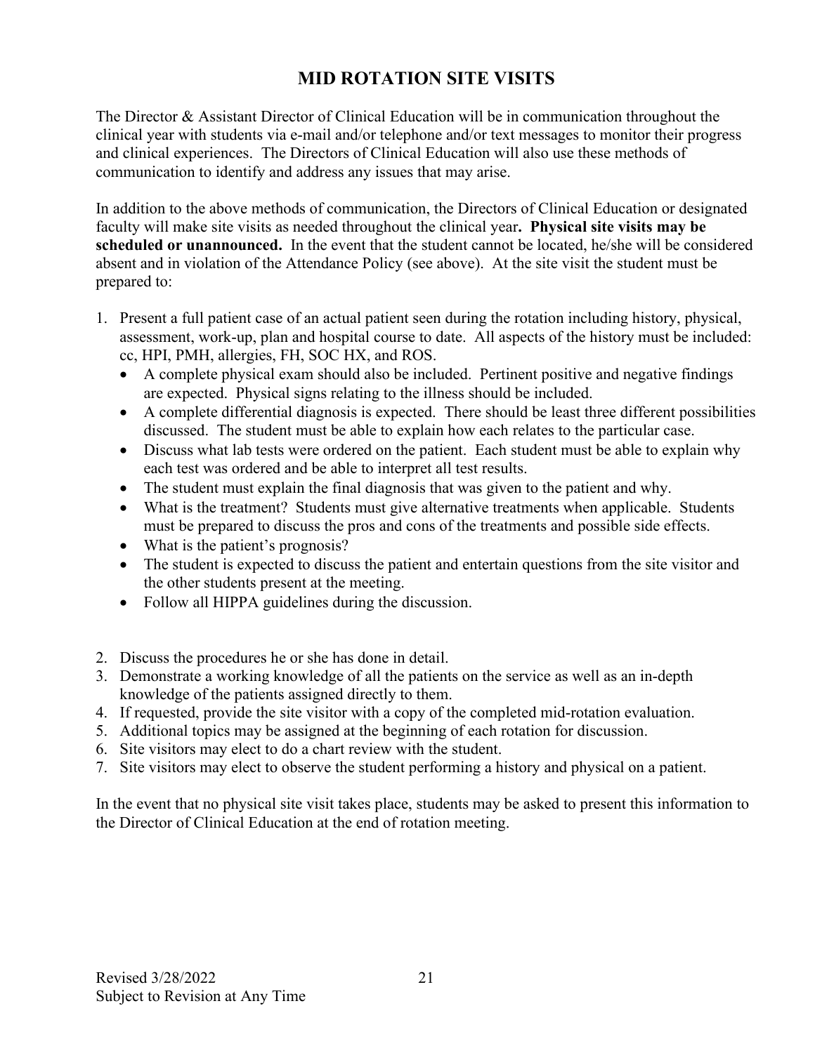# MID ROTATION SITE VISITS

The Director & Assistant Director of Clinical Education will be in communication throughout the clinical year with students via e-mail and/or telephone and/or text messages to monitor their progress and clinical experiences. The Directors of Clinical Education will also use these methods of communication to identify and address any issues that may arise.

In addition to the above methods of communication, the Directors of Clinical Education or designated faculty will make site visits as needed throughout the clinical year**. Physical site visits may be scheduled or unannounced.** In the event that the student cannot be located, he/she will be considered absent and in violation of the Attendance Policy (see above). At the site visit the student must be prepared to:

1. Present a full patient case of an actual patient seen during the rotation including history, physical, assessment, work-up, plan and hospital course to date. All aspects of the history must be included: cc, HPI, PMH, allergies, FH, SOC HX, and ROS.
   - A complete physical exam should also be included. Pertinent positive and negative findings are expected. Physical signs relating to the illness should be included.
   - A complete differential diagnosis is expected. There should be least three different possibilities discussed. The student must be able to explain how each relates to the particular case.
   - Discuss what lab tests were ordered on the patient. Each student must be able to explain why each test was ordered and be able to interpret all test results.
   - The student must explain the final diagnosis that was given to the patient and why.
   - What is the treatment? Students must give alternative treatments when applicable. Students must be prepared to discuss the pros and cons of the treatments and possible side effects.
   - What is the patient's prognosis?
   - The student is expected to discuss the patient and entertain questions from the site visitor and the other students present at the meeting.
   - Follow all HIPPA guidelines during the discussion.

2. Discuss the procedures he or she has done in detail.
3. Demonstrate a working knowledge of all the patients on the service as well as an in-depth knowledge of the patients assigned directly to them.
4. If requested, provide the site visitor with a copy of the completed mid-rotation evaluation.
5. Additional topics may be assigned at the beginning of each rotation for discussion.
6. Site visitors may elect to do a chart review with the student.
7. Site visitors may elect to observe the student performing a history and physical on a patient.

In the event that no physical site visit takes place, students may be asked to present this information to the Director of Clinical Education at the end of rotation meeting.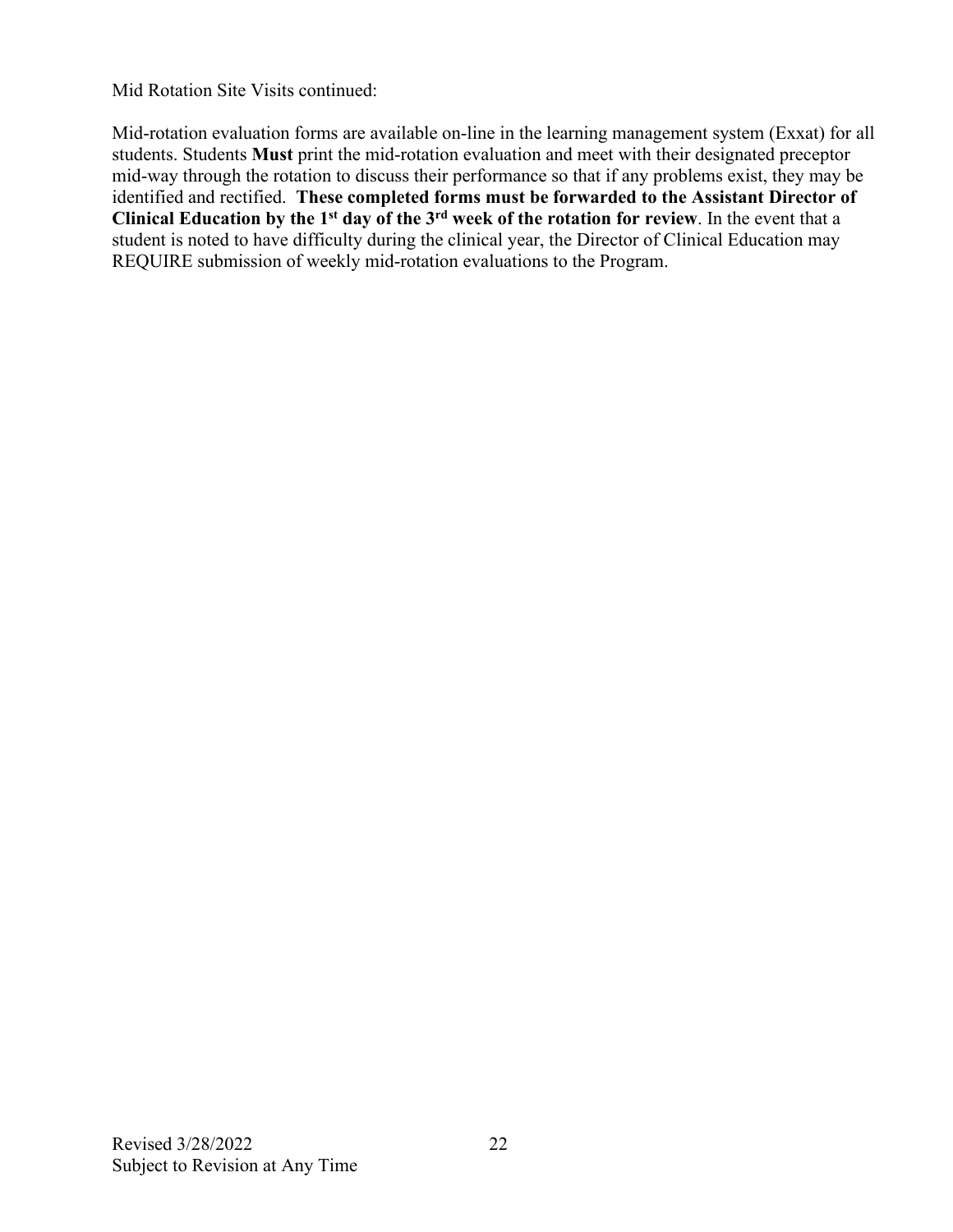Mid Rotation Site Visits continued:

Mid-rotation evaluation forms are available on-line in the learning management system (Exxat) for all students. Students **Must** print the mid-rotation evaluation and meet with their designated preceptor mid-way through the rotation to discuss their performance so that if any problems exist, they may be identified and rectified. **These completed forms must be forwarded to the Assistant Director of Clinical Education by the 1st day of the 3rd week of the rotation for review**. In the event that a student is noted to have difficulty during the clinical year, the Director of Clinical Education may REQUIRE submission of weekly mid-rotation evaluations to the Program.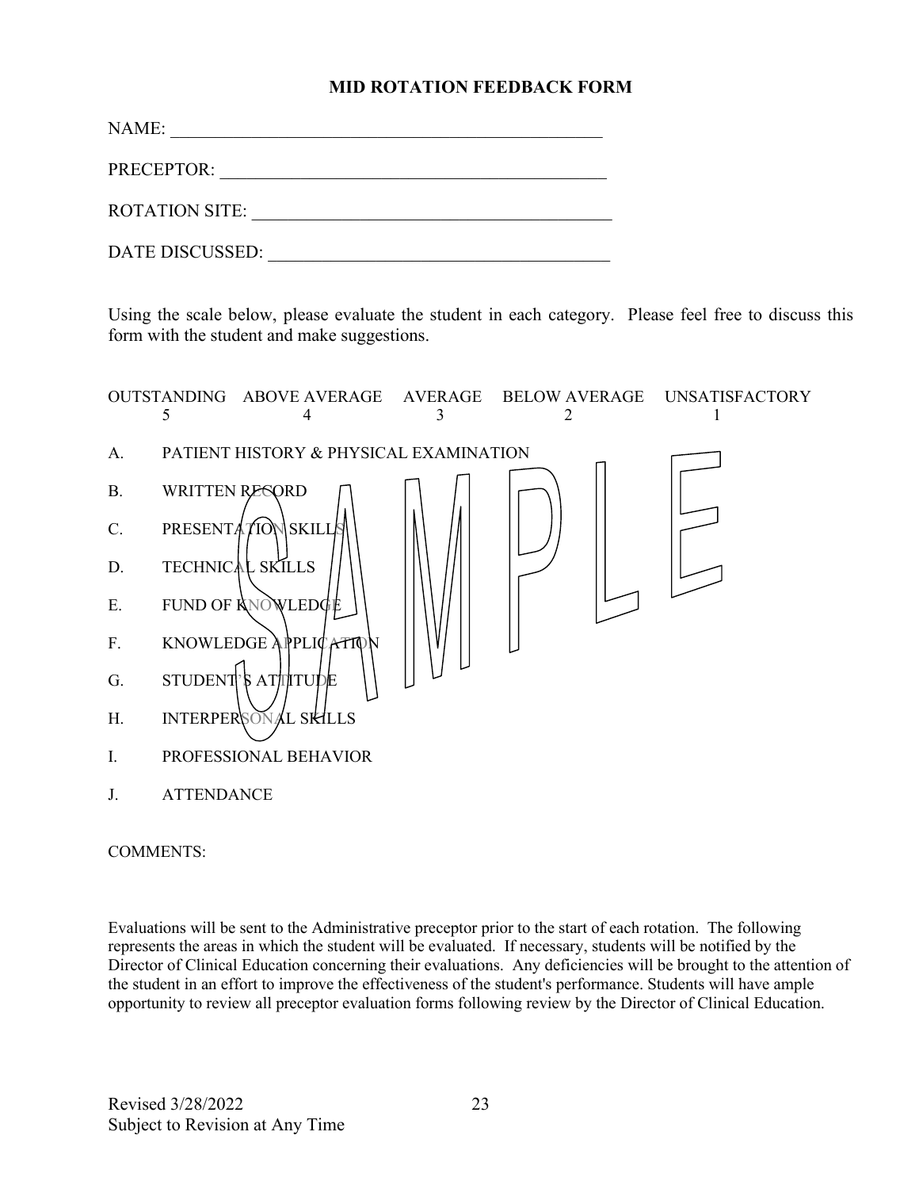# MID ROTATION FEEDBACK FORM

NAME: \_\_\_\_\_\_\_\_\_\_\_\_\_\_\_\_\_\_\_\_\_\_\_\_\_\_\_\_\_\_\_\_\_\_\_\_\_\_\_\_\_\_\_\_\_\_\_\_\_

PRECEPTOR: \_\_\_\_\_\_\_\_\_\_\_\_\_\_\_\_\_\_\_\_\_\_\_\_\_\_\_\_\_\_\_\_\_\_\_\_\_\_\_\_\_\_\_\_

ROTATION SITE: \_\_\_\_\_\_\_\_\_\_\_\_\_\_\_\_\_\_\_\_\_\_\_\_\_\_\_\_\_\_\_\_\_\_\_\_\_\_\_\_

DATE DISCUSSED: \_\_\_\_\_\_\_\_\_\_\_\_\_\_\_\_\_\_\_\_\_\_\_\_\_\_\_\_\_\_\_\_\_\_\_\_\_\_\_

Using the scale below, please evaluate the student in each category. Please feel free to discuss this form with the student and make suggestions.

| OUTSTANDING | ABOVE AVERAGE | AVERAGE | BELOW AVERAGE | UNSATISFACTORY |
|---|---|---|---|---|
| 5 | 4 | 3 | 2 | 1 |

A. PATIENT HISTORY & PHYSICAL EXAMINATION

B. WRITTEN RECORD

C. PRESENTATION SKILLS

D. TECHNICAL SKILLS

E. FUND OF KNOWLEDGE

F. KNOWLEDGE APPLICATION

G. STUDENT'S ATTITUDE

H. INTERPERSONAL SKILLS

I. PROFESSIONAL BEHAVIOR

J. ATTENDANCE

COMMENTS:

Evaluations will be sent to the Administrative preceptor prior to the start of each rotation. The following represents the areas in which the student will be evaluated. If necessary, students will be notified by the Director of Clinical Education concerning their evaluations. Any deficiencies will be brought to the attention of the student in an effort to improve the effectiveness of the student's performance. Students will have ample opportunity to review all preceptor evaluation forms following review by the Director of Clinical Education.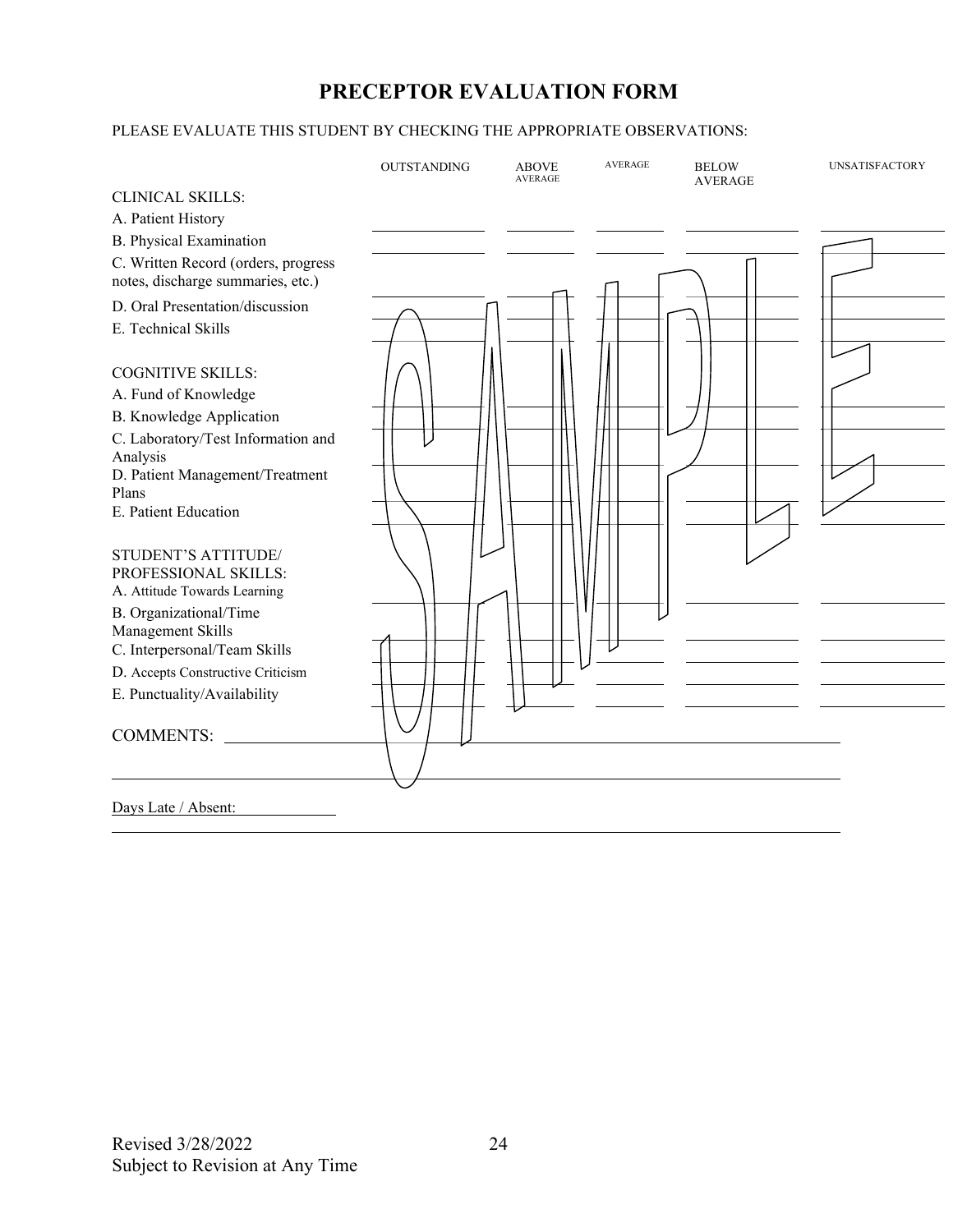# PRECEPTOR EVALUATION FORM

PLEASE EVALUATE THIS STUDENT BY CHECKING THE APPROPRIATE OBSERVATIONS:

| | OUTSTANDING | ABOVE AVERAGE | AVERAGE | BELOW AVERAGE | UNSATISFACTORY |
|---|---|---|---|---|---|
| **CLINICAL SKILLS:** | | | | | |
| A. Patient History | | | | | |
| B. Physical Examination | | | | | |
| C. Written Record (orders, progress notes, discharge summaries, etc.) | | | | | |
| D. Oral Presentation/discussion | | | | | |
| E. Technical Skills | | | | | |
| **COGNITIVE SKILLS:** | | | | | |
| A. Fund of Knowledge | | | | | |
| B. Knowledge Application | | | | | |
| C. Laboratory/Test Information and Analysis | | | | | |
| D. Patient Management/Treatment Plans | | | | | |
| E. Patient Education | | | | | |
| **STUDENT'S ATTITUDE/ PROFESSIONAL SKILLS:** | | | | | |
| A. Attitude Towards Learning | | | | | |
| B. Organizational/Time Management Skills | | | | | |
| C. Interpersonal/Team Skills | | | | | |
| D. Accepts Constructive Criticism | | | | | |
| E. Punctuality/Availability | | | | | |

COMMENTS: ______________________________________________

______________________________________________

Days Late / Absent: ____________

______________________________________________

SAMPLE

Revised 3/28/2022
Subject to Revision at Any Time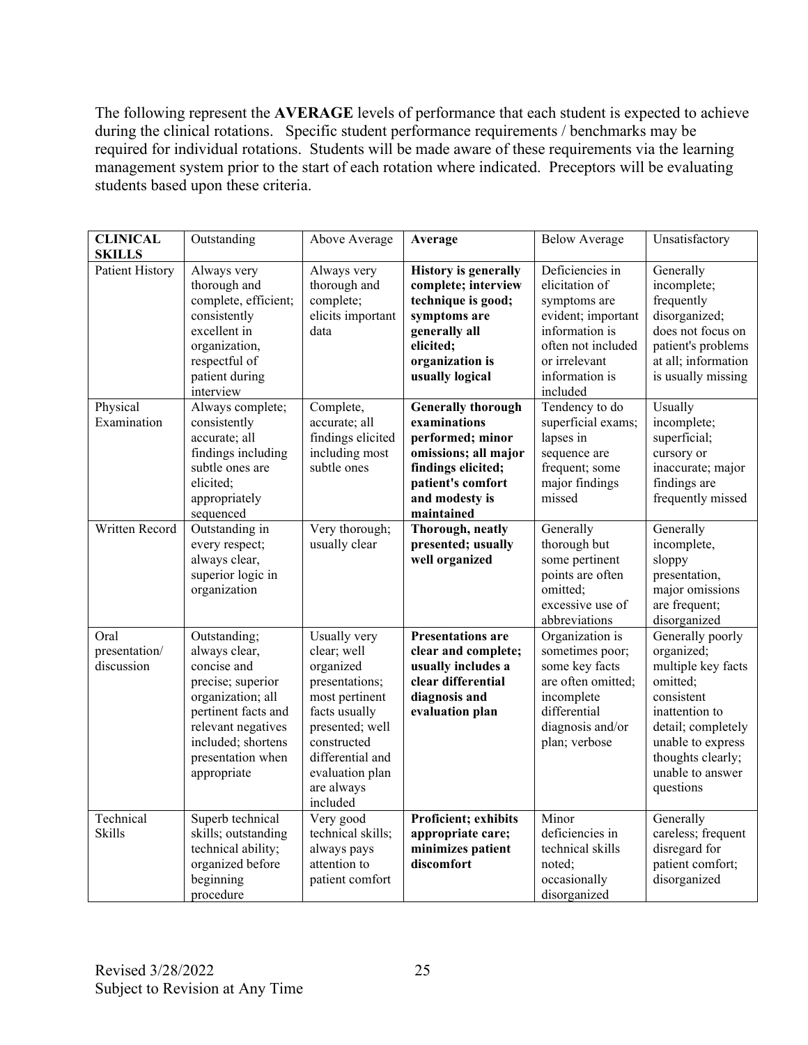The following represent the **AVERAGE** levels of performance that each student is expected to achieve during the clinical rotations. Specific student performance requirements / benchmarks may be required for individual rotations. Students will be made aware of these requirements via the learning management system prior to the start of each rotation where indicated. Preceptors will be evaluating students based upon these criteria.

| **CLINICAL SKILLS** | Outstanding | Above Average | **Average** | Below Average | Unsatisfactory |
|---|---|---|---|---|---|
| Patient History | Always very thorough and complete, efficient; consistently excellent in organization, respectful of patient during interview | Always very thorough and complete; elicits important data | **History is generally complete; interview technique is good; symptoms are generally all elicited; organization is usually logical** | Deficiencies in elicitation of symptoms are evident; important information is often not included or irrelevant information is included | Generally incomplete; frequently disorganized; does not focus on patient's problems at all; information is usually missing |
| Physical Examination | Always complete; consistently accurate; all findings including subtle ones are elicited; appropriately sequenced | Complete, accurate; all findings elicited including most subtle ones | **Generally thorough examinations performed; minor omissions; all major findings elicited; patient's comfort and modesty is maintained** | Tendency to do superficial exams; lapses in sequence are frequent; some major findings missed | Usually incomplete; superficial; cursory or inaccurate; major findings are frequently missed |
| Written Record | Outstanding in every respect; always clear, superior logic in organization | Very thorough; usually clear | **Thorough, neatly presented; usually well organized** | Generally thorough but some pertinent points are often omitted; excessive use of abbreviations | Generally incomplete, sloppy presentation, major omissions are frequent; disorganized |
| Oral presentation/ discussion | Outstanding; always clear, concise and precise; superior organization; all pertinent facts and relevant negatives included; shortens presentation when appropriate | Usually very clear; well organized presentations; most pertinent facts usually presented; well constructed differential and evaluation plan are always included | **Presentations are clear and complete; usually includes a clear differential diagnosis and evaluation plan** | Organization is sometimes poor; some key facts are often omitted; incomplete differential diagnosis and/or plan; verbose | Generally poorly organized; multiple key facts omitted; consistent inattention to detail; completely unable to express thoughts clearly; unable to answer questions |
| Technical Skills | Superb technical skills; outstanding technical ability; organized before beginning procedure | Very good technical skills; always pays attention to patient comfort | **Proficient; exhibits appropriate care; minimizes patient discomfort** | Minor deficiencies in technical skills noted; occasionally disorganized | Generally careless; frequent disregard for patient comfort; disorganized |

Revised 3/28/2022
Subject to Revision at Any Time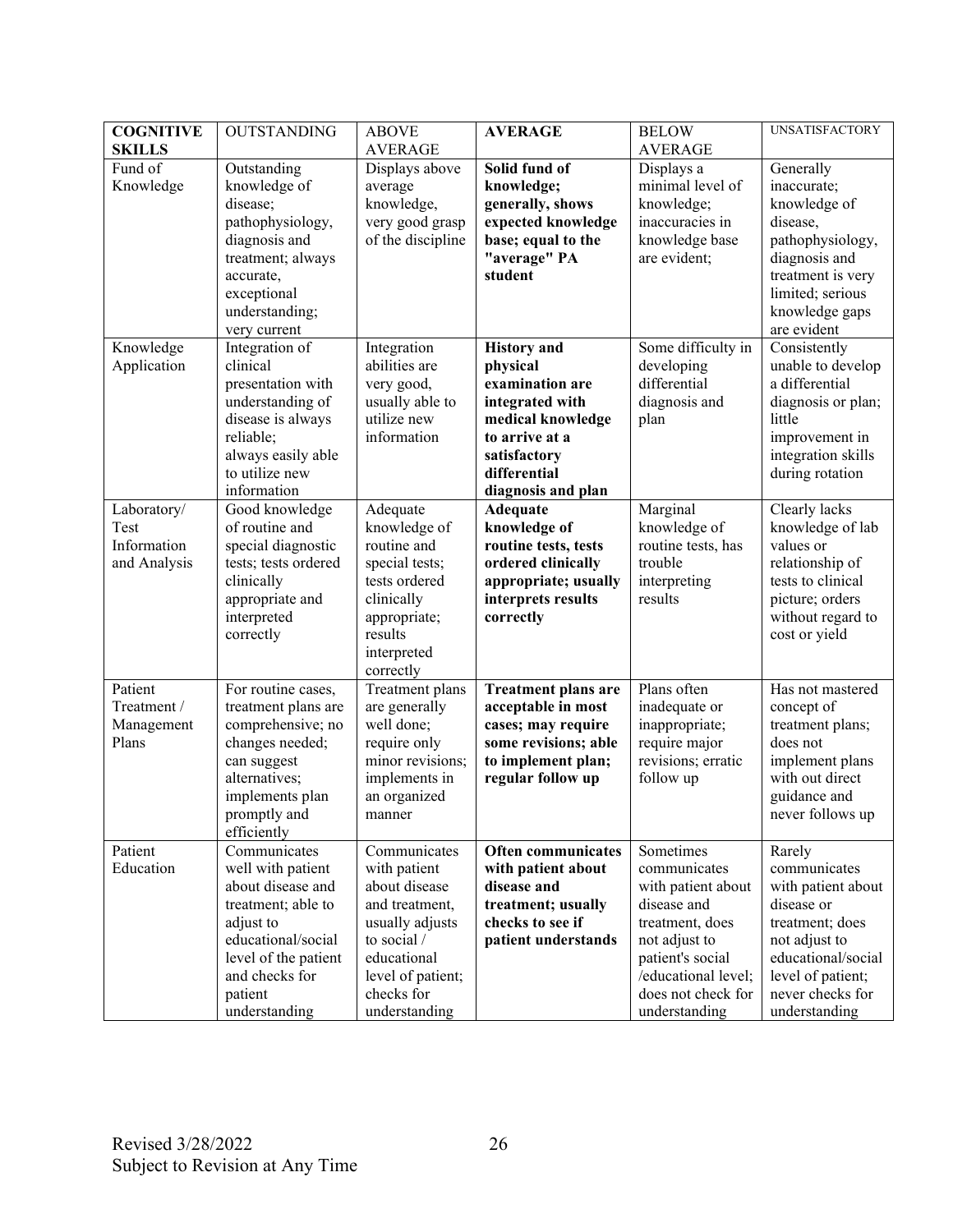| **COGNITIVE SKILLS** | OUTSTANDING | ABOVE AVERAGE | **AVERAGE** | BELOW AVERAGE | UNSATISFACTORY |
|---|---|---|---|---|---|
| Fund of Knowledge | Outstanding knowledge of disease; pathophysiology, diagnosis and treatment; always accurate, exceptional understanding; very current | Displays above average knowledge, very good grasp of the discipline | **Solid fund of knowledge; generally, shows expected knowledge base; equal to the "average" PA student** | Displays a minimal level of knowledge; inaccuracies in knowledge base are evident; | Generally inaccurate; knowledge of disease, pathophysiology, diagnosis and treatment is very limited; serious knowledge gaps are evident |
| Knowledge Application | Integration of clinical presentation with understanding of disease is always reliable; always easily able to utilize new information | Integration abilities are very good, usually able to utilize new information | **History and physical examination are integrated with medical knowledge to arrive at a satisfactory differential diagnosis and plan** | Some difficulty in developing differential diagnosis and plan | Consistently unable to develop a differential diagnosis or plan; little improvement in integration skills during rotation |
| Laboratory/ Test Information and Analysis | Good knowledge of routine and special diagnostic tests; tests ordered clinically appropriate and interpreted correctly | Adequate knowledge of routine and special tests; tests ordered clinically appropriate; results interpreted correctly | **Adequate knowledge of routine tests, tests ordered clinically appropriate; usually interprets results correctly** | Marginal knowledge of routine tests, has trouble interpreting results | Clearly lacks knowledge of lab values or relationship of tests to clinical picture; orders without regard to cost or yield |
| Patient Treatment / Management Plans | For routine cases, treatment plans are comprehensive; no changes needed; can suggest alternatives; implements plan promptly and efficiently | Treatment plans are generally well done; require only minor revisions; implements in an organized manner | **Treatment plans are acceptable in most cases; may require some revisions; able to implement plan; regular follow up** | Plans often inadequate or inappropriate; require major revisions; erratic follow up | Has not mastered concept of treatment plans; does not implement plans with out direct guidance and never follows up |
| Patient Education | Communicates well with patient about disease and treatment; able to adjust to educational/social level of the patient and checks for patient understanding | Communicates with patient about disease and treatment, usually adjusts to social / educational level of patient; checks for understanding | **Often communicates with patient about disease and treatment; usually checks to see if patient understands** | Sometimes communicates with patient about disease and treatment, does not adjust to patient's social /educational level; does not check for understanding | Rarely communicates with patient about disease or treatment; does not adjust to educational/social level of patient; never checks for understanding |

Revised 3/28/2022
Subject to Revision at Any Time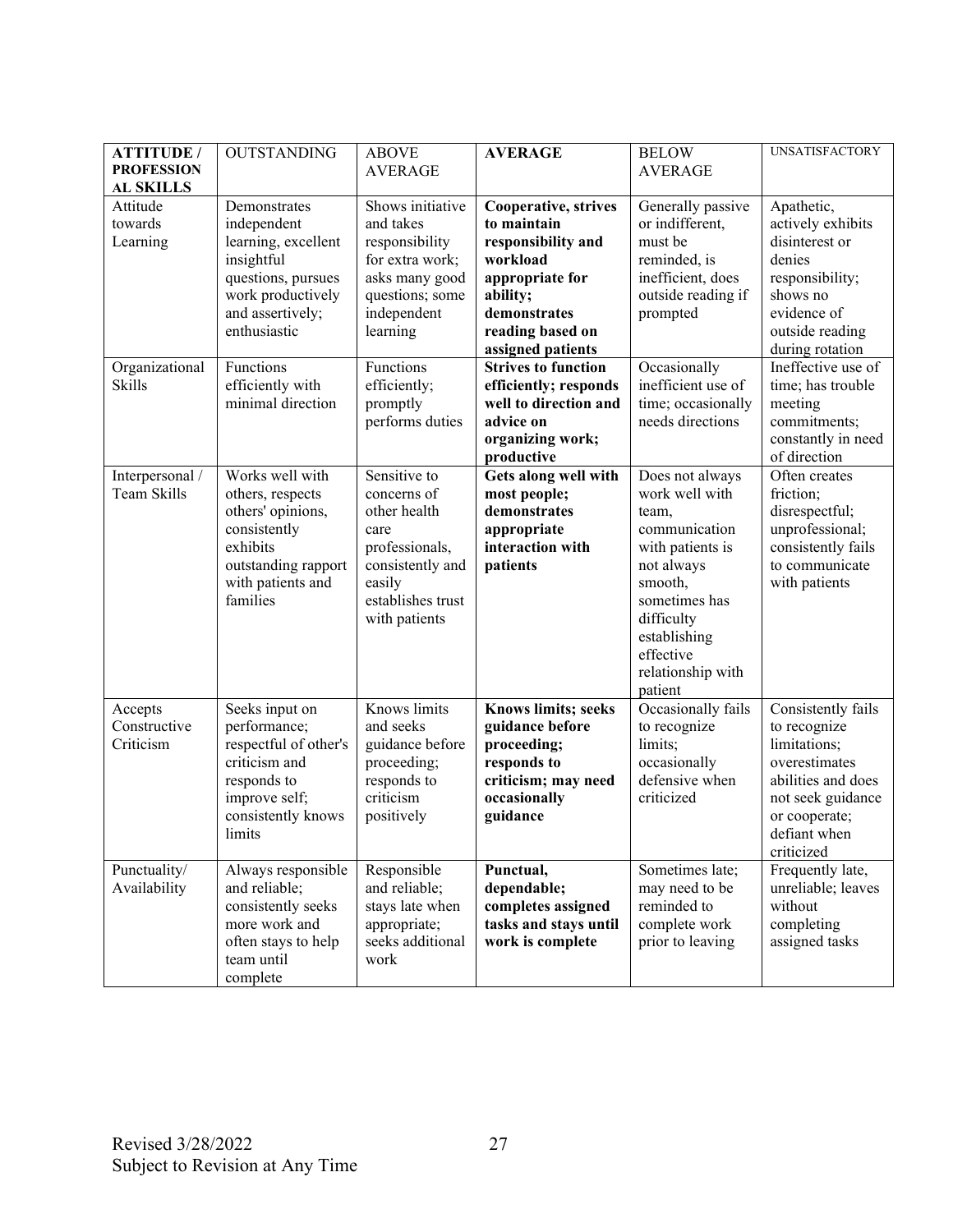| **ATTITUDE / PROFESSIONAL SKILLS** | OUTSTANDING | ABOVE AVERAGE | **AVERAGE** | BELOW AVERAGE | UNSATISFACTORY |
|---|---|---|---|---|---|
| Attitude towards Learning | Demonstrates independent learning, excellent insightful questions, pursues work productively and assertively; enthusiastic | Shows initiative and takes responsibility for extra work; asks many good questions; some independent learning | **Cooperative, strives to maintain responsibility and workload appropriate for ability; demonstrates reading based on assigned patients** | Generally passive or indifferent, must be reminded, is inefficient, does outside reading if prompted | Apathetic, actively exhibits disinterest or denies responsibility; shows no evidence of outside reading during rotation |
| Organizational Skills | Functions efficiently with minimal direction | Functions efficiently; promptly performs duties | **Strives to function efficiently; responds well to direction and advice on organizing work; productive** | Occasionally inefficient use of time; occasionally needs directions | Ineffective use of time; has trouble meeting commitments; constantly in need of direction |
| Interpersonal / Team Skills | Works well with others, respects others' opinions, consistently exhibits outstanding rapport with patients and families | Sensitive to concerns of other health care professionals, consistently and easily establishes trust with patients | **Gets along well with most people; demonstrates appropriate interaction with patients** | Does not always work well with team, communication with patients is not always smooth, sometimes has difficulty establishing effective relationship with patient | Often creates friction; disrespectful; unprofessional; consistently fails to communicate with patients |
| Accepts Constructive Criticism | Seeks input on performance; respectful of other's criticism and responds to improve self; consistently knows limits | Knows limits and seeks guidance before proceeding; responds to criticism positively | **Knows limits; seeks guidance before proceeding; responds to criticism; may need occasionally guidance** | Occasionally fails to recognize limits; occasionally defensive when criticized | Consistently fails to recognize limitations; overestimates abilities and does not seek guidance or cooperate; defiant when criticized |
| Punctuality/ Availability | Always responsible and reliable; consistently seeks more work and often stays to help team until complete | Responsible and reliable; stays late when appropriate; seeks additional work | **Punctual, dependable; completes assigned tasks and stays until work is complete** | Sometimes late; may need to be reminded to complete work prior to leaving | Frequently late, unreliable; leaves without completing assigned tasks |

Revised 3/28/2022
Subject to Revision at Any Time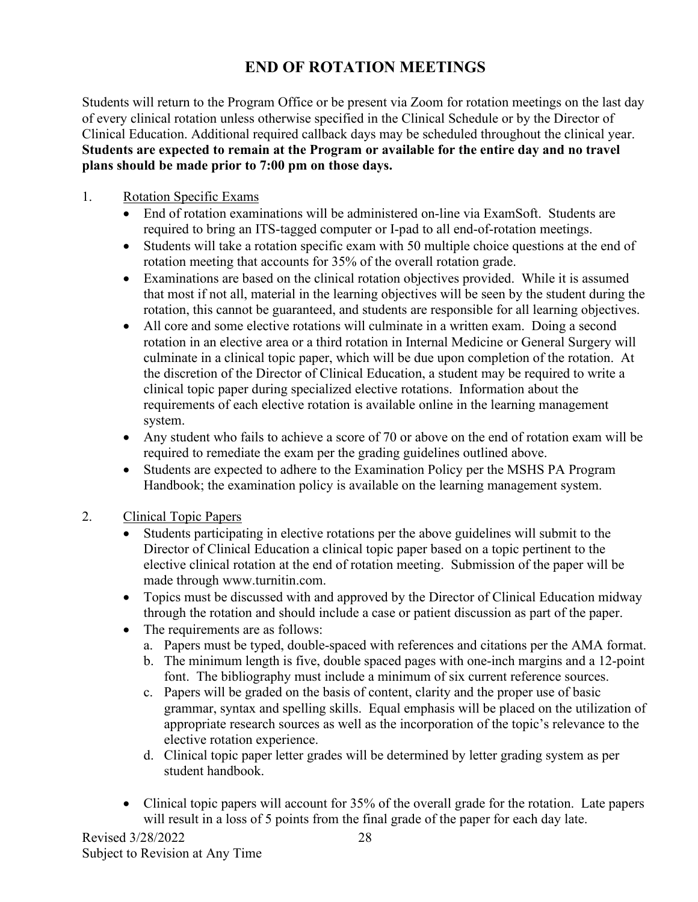# END OF ROTATION MEETINGS

Students will return to the Program Office or be present via Zoom for rotation meetings on the last day of every clinical rotation unless otherwise specified in the Clinical Schedule or by the Director of Clinical Education. Additional required callback days may be scheduled throughout the clinical year. **Students are expected to remain at the Program or available for the entire day and no travel plans should be made prior to 7:00 pm on those days.**

1. Rotation Specific Exams
   - End of rotation examinations will be administered on-line via ExamSoft. Students are required to bring an ITS-tagged computer or I-pad to all end-of-rotation meetings.
   - Students will take a rotation specific exam with 50 multiple choice questions at the end of rotation meeting that accounts for 35% of the overall rotation grade.
   - Examinations are based on the clinical rotation objectives provided. While it is assumed that most if not all, material in the learning objectives will be seen by the student during the rotation, this cannot be guaranteed, and students are responsible for all learning objectives.
   - All core and some elective rotations will culminate in a written exam. Doing a second rotation in an elective area or a third rotation in Internal Medicine or General Surgery will culminate in a clinical topic paper, which will be due upon completion of the rotation. At the discretion of the Director of Clinical Education, a student may be required to write a clinical topic paper during specialized elective rotations. Information about the requirements of each elective rotation is available online in the learning management system.
   - Any student who fails to achieve a score of 70 or above on the end of rotation exam will be required to remediate the exam per the grading guidelines outlined above.
   - Students are expected to adhere to the Examination Policy per the MSHS PA Program Handbook; the examination policy is available on the learning management system.

2. Clinical Topic Papers
   - Students participating in elective rotations per the above guidelines will submit to the Director of Clinical Education a clinical topic paper based on a topic pertinent to the elective clinical rotation at the end of rotation meeting. Submission of the paper will be made through www.turnitin.com.
   - Topics must be discussed with and approved by the Director of Clinical Education midway through the rotation and should include a case or patient discussion as part of the paper.
   - The requirements are as follows:
     a. Papers must be typed, double-spaced with references and citations per the AMA format.
     b. The minimum length is five, double spaced pages with one-inch margins and a 12-point font. The bibliography must include a minimum of six current reference sources.
     c. Papers will be graded on the basis of content, clarity and the proper use of basic grammar, syntax and spelling skills. Equal emphasis will be placed on the utilization of appropriate research sources as well as the incorporation of the topic's relevance to the elective rotation experience.
     d. Clinical topic paper letter grades will be determined by letter grading system as per student handbook.

   - Clinical topic papers will account for 35% of the overall grade for the rotation. Late papers will result in a loss of 5 points from the final grade of the paper for each day late.

Revised 3/28/2022
Subject to Revision at Any Time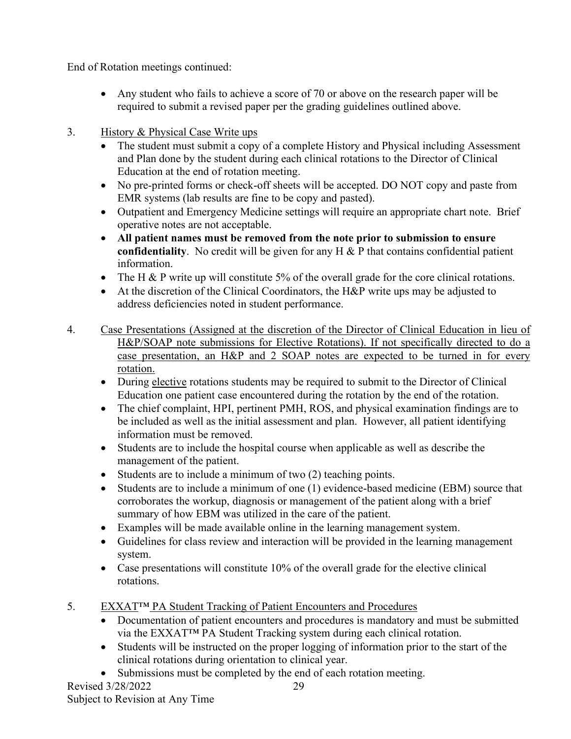End of Rotation meetings continued:

- Any student who fails to achieve a score of 70 or above on the research paper will be required to submit a revised paper per the grading guidelines outlined above.

3. History & Physical Case Write ups
   - The student must submit a copy of a complete History and Physical including Assessment and Plan done by the student during each clinical rotations to the Director of Clinical Education at the end of rotation meeting.
   - No pre-printed forms or check-off sheets will be accepted. DO NOT copy and paste from EMR systems (lab results are fine to be copy and pasted).
   - Outpatient and Emergency Medicine settings will require an appropriate chart note. Brief operative notes are not acceptable.
   - **All patient names must be removed from the note prior to submission to ensure confidentiality**. No credit will be given for any H & P that contains confidential patient information.
   - The H & P write up will constitute 5% of the overall grade for the core clinical rotations.
   - At the discretion of the Clinical Coordinators, the H&P write ups may be adjusted to address deficiencies noted in student performance.

4. Case Presentations (Assigned at the discretion of the Director of Clinical Education in lieu of H&P/SOAP note submissions for Elective Rotations). If not specifically directed to do a case presentation, an H&P and 2 SOAP notes are expected to be turned in for every rotation.
   - During elective rotations students may be required to submit to the Director of Clinical Education one patient case encountered during the rotation by the end of the rotation.
   - The chief complaint, HPI, pertinent PMH, ROS, and physical examination findings are to be included as well as the initial assessment and plan. However, all patient identifying information must be removed.
   - Students are to include the hospital course when applicable as well as describe the management of the patient.
   - Students are to include a minimum of two (2) teaching points.
   - Students are to include a minimum of one (1) evidence-based medicine (EBM) source that corroborates the workup, diagnosis or management of the patient along with a brief summary of how EBM was utilized in the care of the patient.
   - Examples will be made available online in the learning management system.
   - Guidelines for class review and interaction will be provided in the learning management system.
   - Case presentations will constitute 10% of the overall grade for the elective clinical rotations.

5. EXXAT™ PA Student Tracking of Patient Encounters and Procedures
   - Documentation of patient encounters and procedures is mandatory and must be submitted via the EXXAT™ PA Student Tracking system during each clinical rotation.
   - Students will be instructed on the proper logging of information prior to the start of the clinical rotations during orientation to clinical year.
   - Submissions must be completed by the end of each rotation meeting.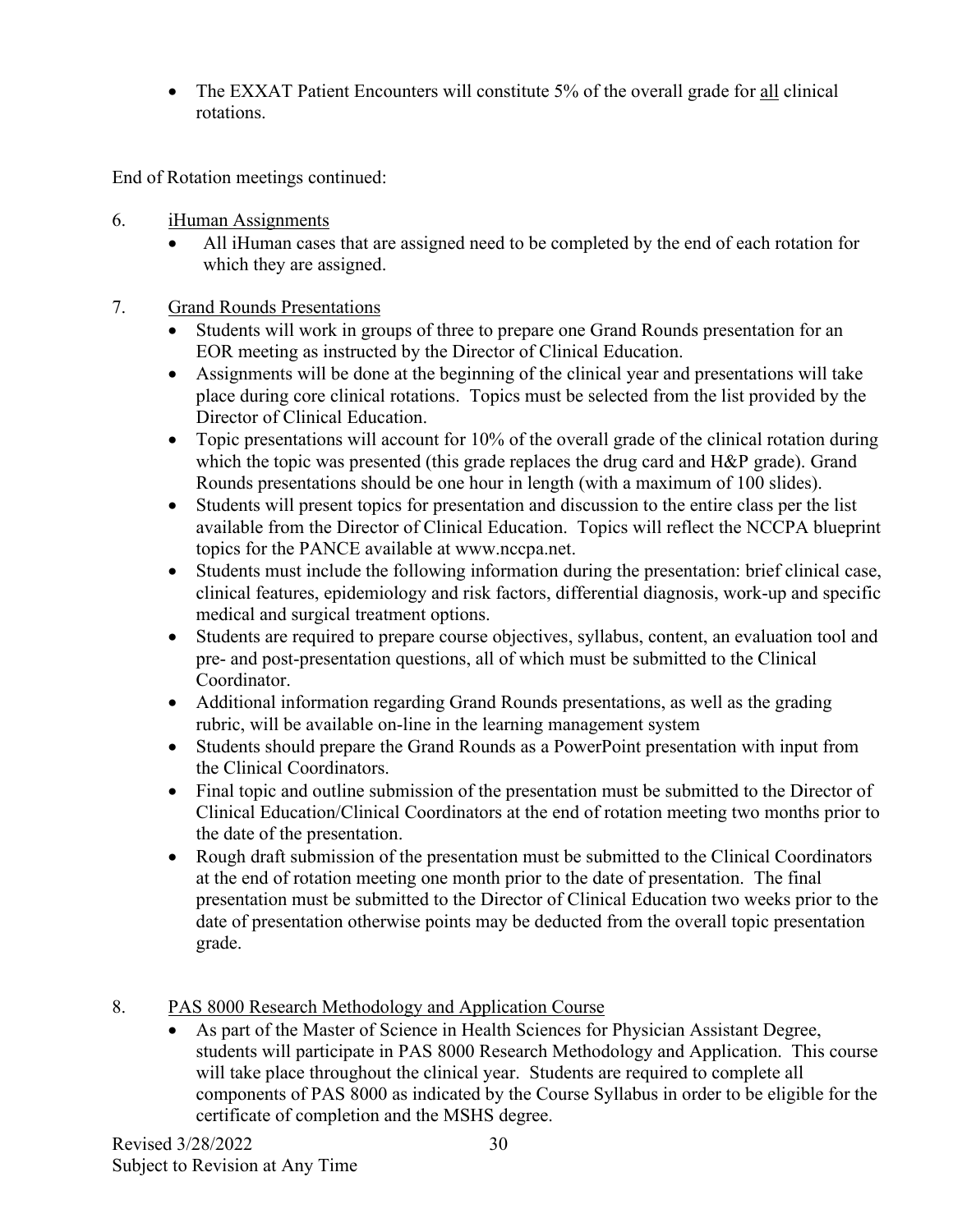- The EXXAT Patient Encounters will constitute 5% of the overall grade for <u>all</u> clinical rotations.

End of Rotation meetings continued:

6. <u>iHuman Assignments</u>
   - All iHuman cases that are assigned need to be completed by the end of each rotation for which they are assigned.

7. <u>Grand Rounds Presentations</u>
   - Students will work in groups of three to prepare one Grand Rounds presentation for an EOR meeting as instructed by the Director of Clinical Education.
   - Assignments will be done at the beginning of the clinical year and presentations will take place during core clinical rotations. Topics must be selected from the list provided by the Director of Clinical Education.
   - Topic presentations will account for 10% of the overall grade of the clinical rotation during which the topic was presented (this grade replaces the drug card and H&P grade). Grand Rounds presentations should be one hour in length (with a maximum of 100 slides).
   - Students will present topics for presentation and discussion to the entire class per the list available from the Director of Clinical Education. Topics will reflect the NCCPA blueprint topics for the PANCE available at www.nccpa.net.
   - Students must include the following information during the presentation: brief clinical case, clinical features, epidemiology and risk factors, differential diagnosis, work-up and specific medical and surgical treatment options.
   - Students are required to prepare course objectives, syllabus, content, an evaluation tool and pre- and post-presentation questions, all of which must be submitted to the Clinical Coordinator.
   - Additional information regarding Grand Rounds presentations, as well as the grading rubric, will be available on-line in the learning management system
   - Students should prepare the Grand Rounds as a PowerPoint presentation with input from the Clinical Coordinators.
   - Final topic and outline submission of the presentation must be submitted to the Director of Clinical Education/Clinical Coordinators at the end of rotation meeting two months prior to the date of the presentation.
   - Rough draft submission of the presentation must be submitted to the Clinical Coordinators at the end of rotation meeting one month prior to the date of presentation. The final presentation must be submitted to the Director of Clinical Education two weeks prior to the date of presentation otherwise points may be deducted from the overall topic presentation grade.

8. <u>PAS 8000 Research Methodology and Application Course</u>
   - As part of the Master of Science in Health Sciences for Physician Assistant Degree, students will participate in PAS 8000 Research Methodology and Application. This course will take place throughout the clinical year. Students are required to complete all components of PAS 8000 as indicated by the Course Syllabus in order to be eligible for the certificate of completion and the MSHS degree.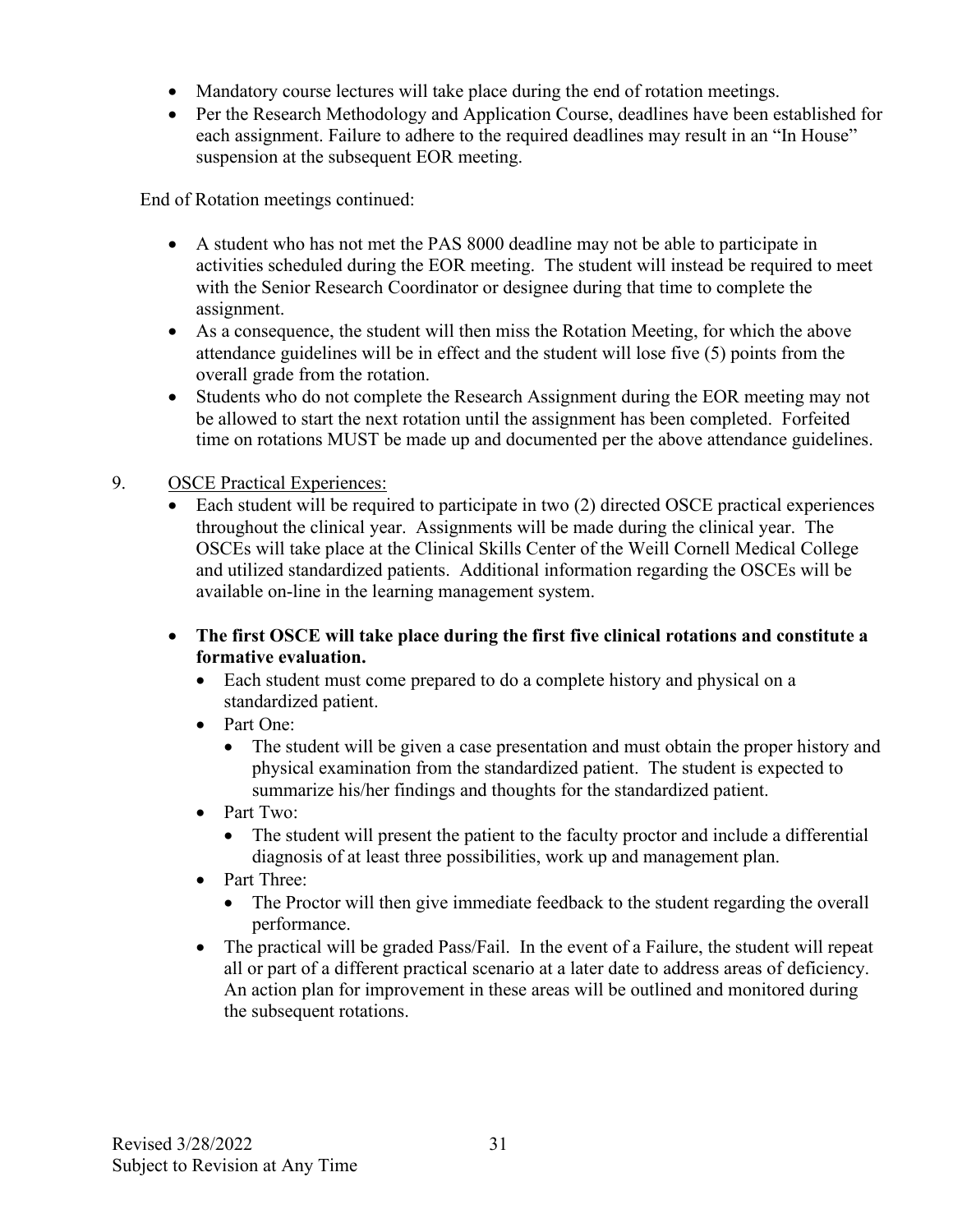- Mandatory course lectures will take place during the end of rotation meetings.
- Per the Research Methodology and Application Course, deadlines have been established for each assignment. Failure to adhere to the required deadlines may result in an "In House" suspension at the subsequent EOR meeting.

End of Rotation meetings continued:

- A student who has not met the PAS 8000 deadline may not be able to participate in activities scheduled during the EOR meeting. The student will instead be required to meet with the Senior Research Coordinator or designee during that time to complete the assignment.
- As a consequence, the student will then miss the Rotation Meeting, for which the above attendance guidelines will be in effect and the student will lose five (5) points from the overall grade from the rotation.
- Students who do not complete the Research Assignment during the EOR meeting may not be allowed to start the next rotation until the assignment has been completed. Forfeited time on rotations MUST be made up and documented per the above attendance guidelines.

9. <u>OSCE Practical Experiences:</u>
   - Each student will be required to participate in two (2) directed OSCE practical experiences throughout the clinical year. Assignments will be made during the clinical year. The OSCEs will take place at the Clinical Skills Center of the Weill Cornell Medical College and utilized standardized patients. Additional information regarding the OSCEs will be available on-line in the learning management system.

   - **The first OSCE will take place during the first five clinical rotations and constitute a formative evaluation.**
     - Each student must come prepared to do a complete history and physical on a standardized patient.
     - Part One:
       - The student will be given a case presentation and must obtain the proper history and physical examination from the standardized patient. The student is expected to summarize his/her findings and thoughts for the standardized patient.
     - Part Two:
       - The student will present the patient to the faculty proctor and include a differential diagnosis of at least three possibilities, work up and management plan.
     - Part Three:
       - The Proctor will then give immediate feedback to the student regarding the overall performance.
     - The practical will be graded Pass/Fail. In the event of a Failure, the student will repeat all or part of a different practical scenario at a later date to address areas of deficiency. An action plan for improvement in these areas will be outlined and monitored during the subsequent rotations.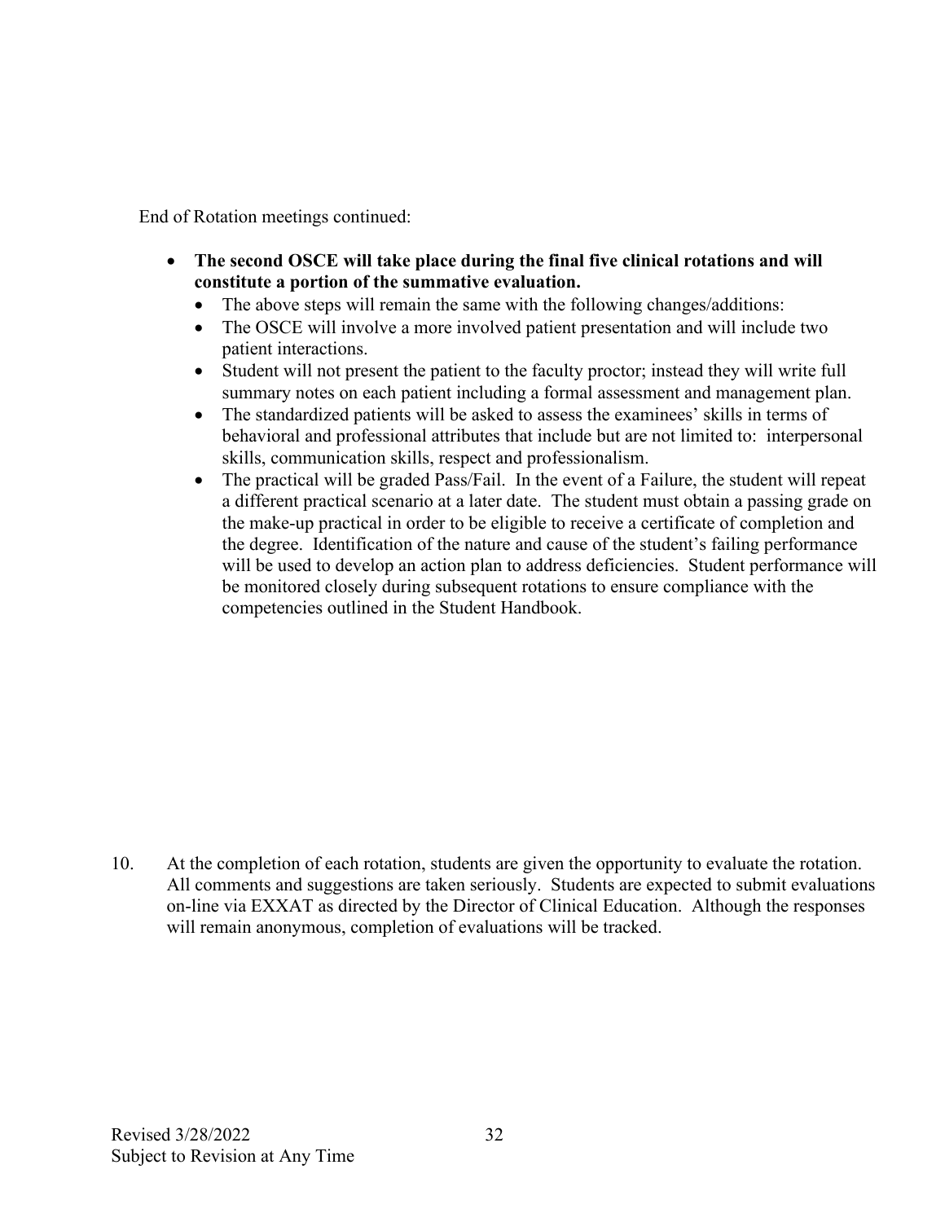End of Rotation meetings continued:

- **The second OSCE will take place during the final five clinical rotations and will constitute a portion of the summative evaluation.**
  - The above steps will remain the same with the following changes/additions:
  - The OSCE will involve a more involved patient presentation and will include two patient interactions.
  - Student will not present the patient to the faculty proctor; instead they will write full summary notes on each patient including a formal assessment and management plan.
  - The standardized patients will be asked to assess the examinees' skills in terms of behavioral and professional attributes that include but are not limited to: interpersonal skills, communication skills, respect and professionalism.
  - The practical will be graded Pass/Fail. In the event of a Failure, the student will repeat a different practical scenario at a later date. The student must obtain a passing grade on the make-up practical in order to be eligible to receive a certificate of completion and the degree. Identification of the nature and cause of the student's failing performance will be used to develop an action plan to address deficiencies. Student performance will be monitored closely during subsequent rotations to ensure compliance with the competencies outlined in the Student Handbook.

10. At the completion of each rotation, students are given the opportunity to evaluate the rotation. All comments and suggestions are taken seriously. Students are expected to submit evaluations on-line via EXXAT as directed by the Director of Clinical Education. Although the responses will remain anonymous, completion of evaluations will be tracked.

Revised 3/28/2022
Subject to Revision at Any Time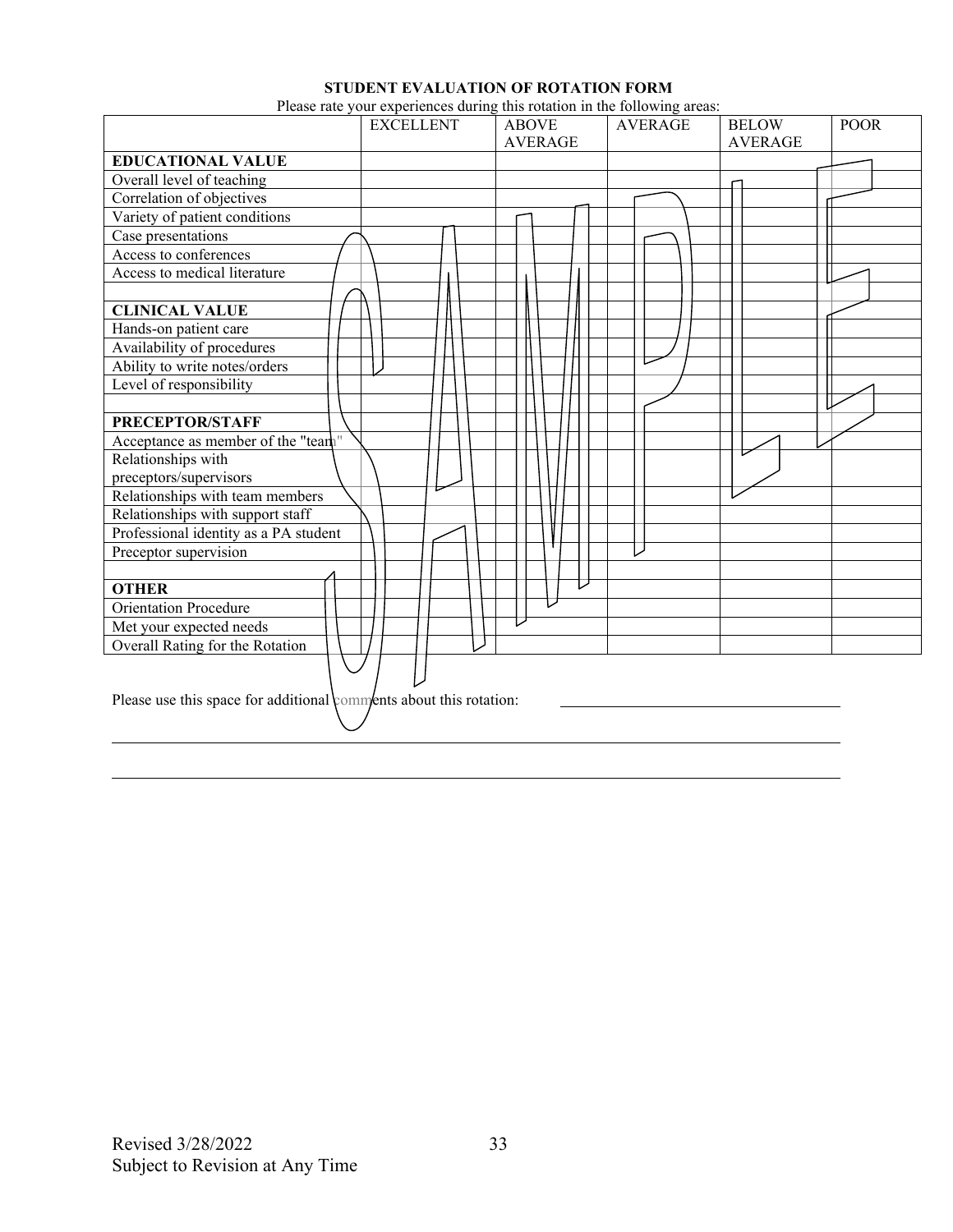**STUDENT EVALUATION OF ROTATION FORM**

Please rate your experiences during this rotation in the following areas:

| | EXCELLENT | ABOVE AVERAGE | AVERAGE | BELOW AVERAGE | POOR |
|---|---|---|---|---|---|
| **EDUCATIONAL VALUE** | | | | | |
| Overall level of teaching | | | | | |
| Correlation of objectives | | | | | |
| Variety of patient conditions | | | | | |
| Case presentations | | | | | |
| Access to conferences | | | | | |
| Access to medical literature | | | | | |
| | | | | | |
| **CLINICAL VALUE** | | | | | |
| Hands-on patient care | | | | | |
| Availability of procedures | | | | | |
| Ability to write notes/orders | | | | | |
| Level of responsibility | | | | | |
| | | | | | |
| **PRECEPTOR/STAFF** | | | | | |
| Acceptance as member of the "team" | | | | | |
| Relationships with preceptors/supervisors | | | | | |
| Relationships with team members | | | | | |
| Relationships with support staff | | | | | |
| Professional identity as a PA student | | | | | |
| Preceptor supervision | | | | | |
| | | | | | |
| **OTHER** | | | | | |
| Orientation Procedure | | | | | |
| Met your expected needs | | | | | |
| Overall Rating for the Rotation | | | | | |

SAMPLE

Please use this space for additional comments about this rotation: ____________________________________

______________________________________________________________________________

______________________________________________________________________________

Revised 3/28/2022
Subject to Revision at Any Time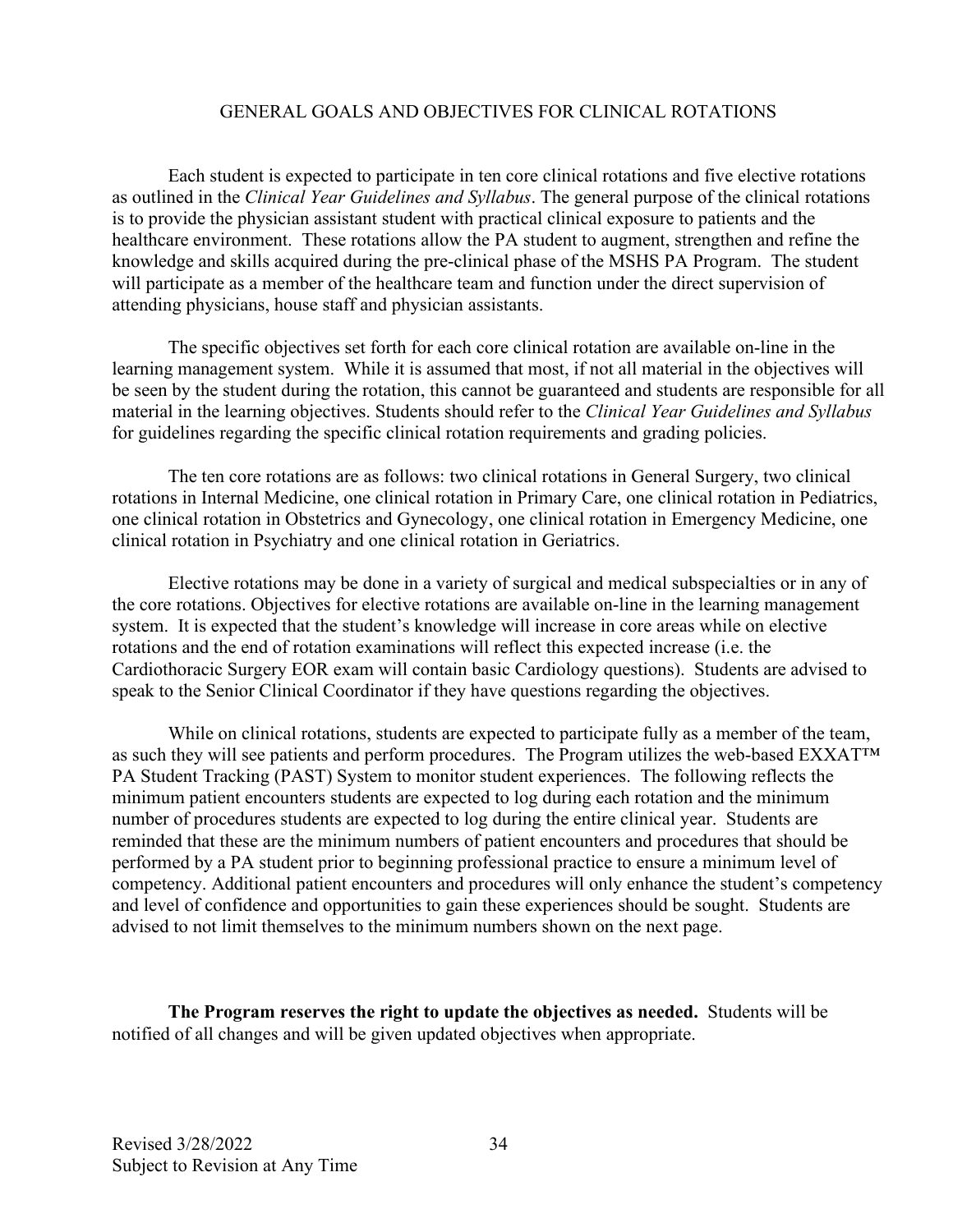# GENERAL GOALS AND OBJECTIVES FOR CLINICAL ROTATIONS

Each student is expected to participate in ten core clinical rotations and five elective rotations as outlined in the *Clinical Year Guidelines and Syllabus*. The general purpose of the clinical rotations is to provide the physician assistant student with practical clinical exposure to patients and the healthcare environment. These rotations allow the PA student to augment, strengthen and refine the knowledge and skills acquired during the pre-clinical phase of the MSHS PA Program. The student will participate as a member of the healthcare team and function under the direct supervision of attending physicians, house staff and physician assistants.

The specific objectives set forth for each core clinical rotation are available on-line in the learning management system. While it is assumed that most, if not all material in the objectives will be seen by the student during the rotation, this cannot be guaranteed and students are responsible for all material in the learning objectives. Students should refer to the *Clinical Year Guidelines and Syllabus* for guidelines regarding the specific clinical rotation requirements and grading policies.

The ten core rotations are as follows: two clinical rotations in General Surgery, two clinical rotations in Internal Medicine, one clinical rotation in Primary Care, one clinical rotation in Pediatrics, one clinical rotation in Obstetrics and Gynecology, one clinical rotation in Emergency Medicine, one clinical rotation in Psychiatry and one clinical rotation in Geriatrics.

Elective rotations may be done in a variety of surgical and medical subspecialties or in any of the core rotations. Objectives for elective rotations are available on-line in the learning management system. It is expected that the student's knowledge will increase in core areas while on elective rotations and the end of rotation examinations will reflect this expected increase (i.e. the Cardiothoracic Surgery EOR exam will contain basic Cardiology questions). Students are advised to speak to the Senior Clinical Coordinator if they have questions regarding the objectives.

While on clinical rotations, students are expected to participate fully as a member of the team, as such they will see patients and perform procedures. The Program utilizes the web-based EXXAT™ PA Student Tracking (PAST) System to monitor student experiences. The following reflects the minimum patient encounters students are expected to log during each rotation and the minimum number of procedures students are expected to log during the entire clinical year. Students are reminded that these are the minimum numbers of patient encounters and procedures that should be performed by a PA student prior to beginning professional practice to ensure a minimum level of competency. Additional patient encounters and procedures will only enhance the student's competency and level of confidence and opportunities to gain these experiences should be sought. Students are advised to not limit themselves to the minimum numbers shown on the next page.

**The Program reserves the right to update the objectives as needed.** Students will be notified of all changes and will be given updated objectives when appropriate.

Revised 3/28/2022
Subject to Revision at Any Time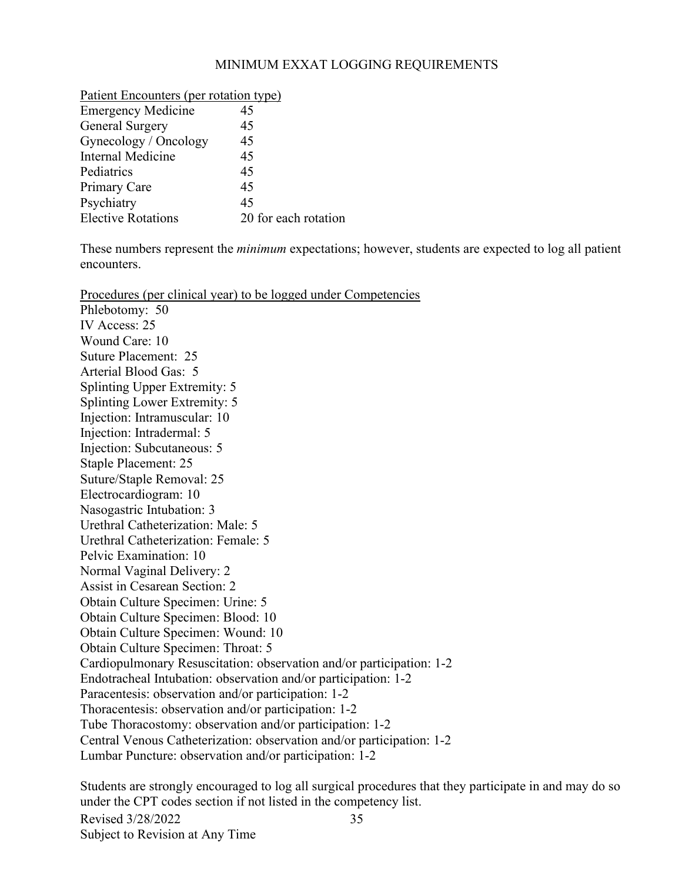## MINIMUM EXXAT LOGGING REQUIREMENTS

<u>Patient Encounters (per rotation type)</u>

| | |
|---|---|
| Emergency Medicine | 45 |
| General Surgery | 45 |
| Gynecology / Oncology | 45 |
| Internal Medicine | 45 |
| Pediatrics | 45 |
| Primary Care | 45 |
| Psychiatry | 45 |
| Elective Rotations | 20 for each rotation |

These numbers represent the *minimum* expectations; however, students are expected to log all patient encounters.

<u>Procedures (per clinical year) to be logged under Competencies</u>

Phlebotomy: 50
IV Access: 25
Wound Care: 10
Suture Placement: 25
Arterial Blood Gas: 5
Splinting Upper Extremity: 5
Splinting Lower Extremity: 5
Injection: Intramuscular: 10
Injection: Intradermal: 5
Injection: Subcutaneous: 5
Staple Placement: 25
Suture/Staple Removal: 25
Electrocardiogram: 10
Nasogastric Intubation: 3
Urethral Catheterization: Male: 5
Urethral Catheterization: Female: 5
Pelvic Examination: 10
Normal Vaginal Delivery: 2
Assist in Cesarean Section: 2
Obtain Culture Specimen: Urine: 5
Obtain Culture Specimen: Blood: 10
Obtain Culture Specimen: Wound: 10
Obtain Culture Specimen: Throat: 5
Cardiopulmonary Resuscitation: observation and/or participation: 1-2
Endotracheal Intubation: observation and/or participation: 1-2
Paracentesis: observation and/or participation: 1-2
Thoracentesis: observation and/or participation: 1-2
Tube Thoracostomy: observation and/or participation: 1-2
Central Venous Catheterization: observation and/or participation: 1-2
Lumbar Puncture: observation and/or participation: 1-2

Students are strongly encouraged to log all surgical procedures that they participate in and may do so under the CPT codes section if not listed in the competency list.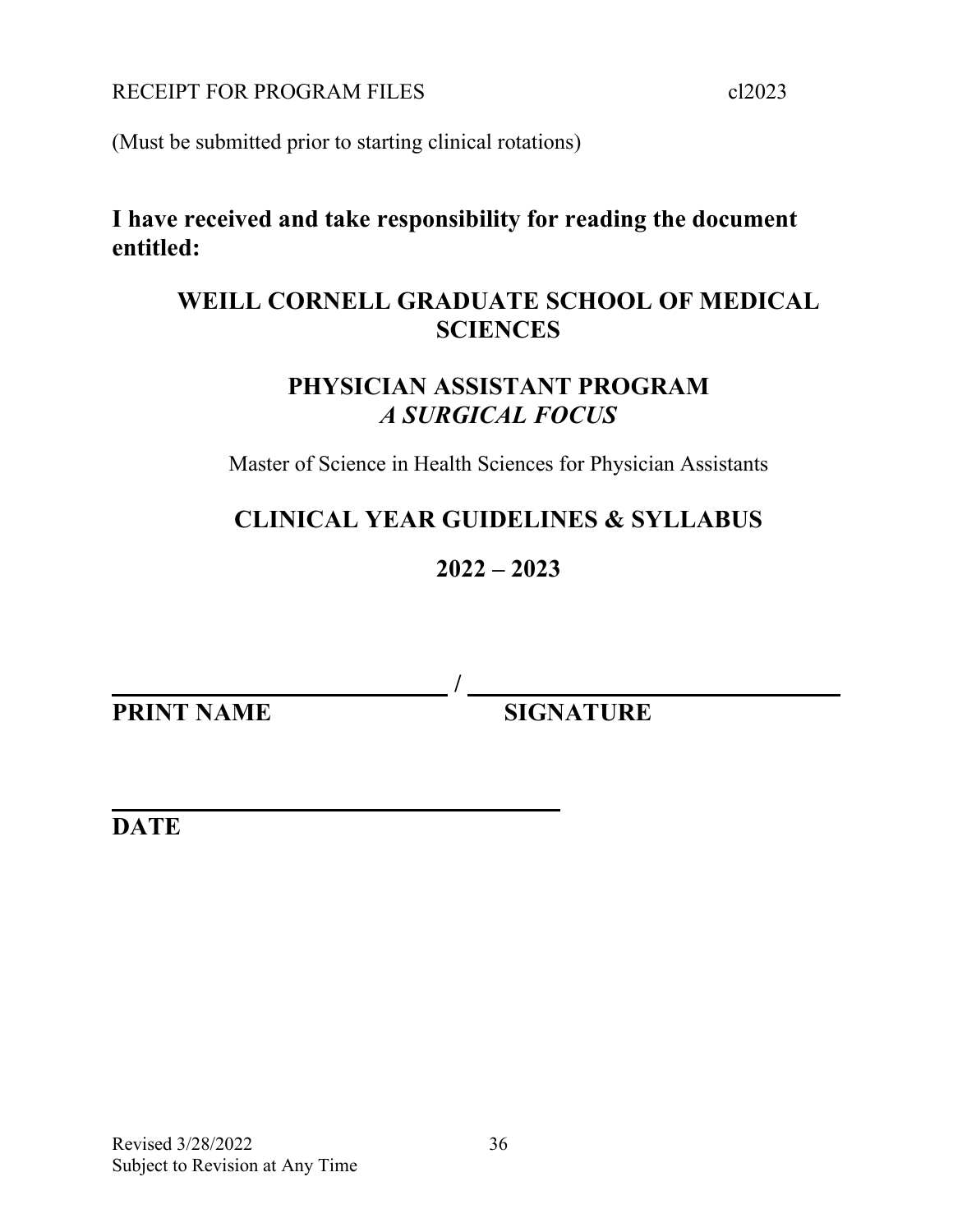RECEIPT FOR PROGRAM FILES cl2023

(Must be submitted prior to starting clinical rotations)

**I have received and take responsibility for reading the document entitled:**

## WEILL CORNELL GRADUATE SCHOOL OF MEDICAL SCIENCES

## PHYSICIAN ASSISTANT PROGRAM
## *A SURGICAL FOCUS*

Master of Science in Health Sciences for Physician Assistants

## CLINICAL YEAR GUIDELINES & SYLLABUS

## 2022 – 2023

\_\_\_\_\_\_\_\_\_\_\_\_\_\_\_\_\_\_\_\_\_\_\_\_\_\_\_\_\_\_ / \_\_\_\_\_\_\_\_\_\_\_\_\_\_\_\_\_\_\_\_\_\_\_\_\_\_\_\_\_\_\_\_\_\_

**PRINT NAME** **SIGNATURE**

\_\_\_\_\_\_\_\_\_\_\_\_\_\_\_\_\_\_\_\_\_\_\_\_\_\_\_\_\_\_\_\_\_\_\_\_\_\_\_\_

**DATE**

Revised 3/28/2022
Subject to Revision at Any Time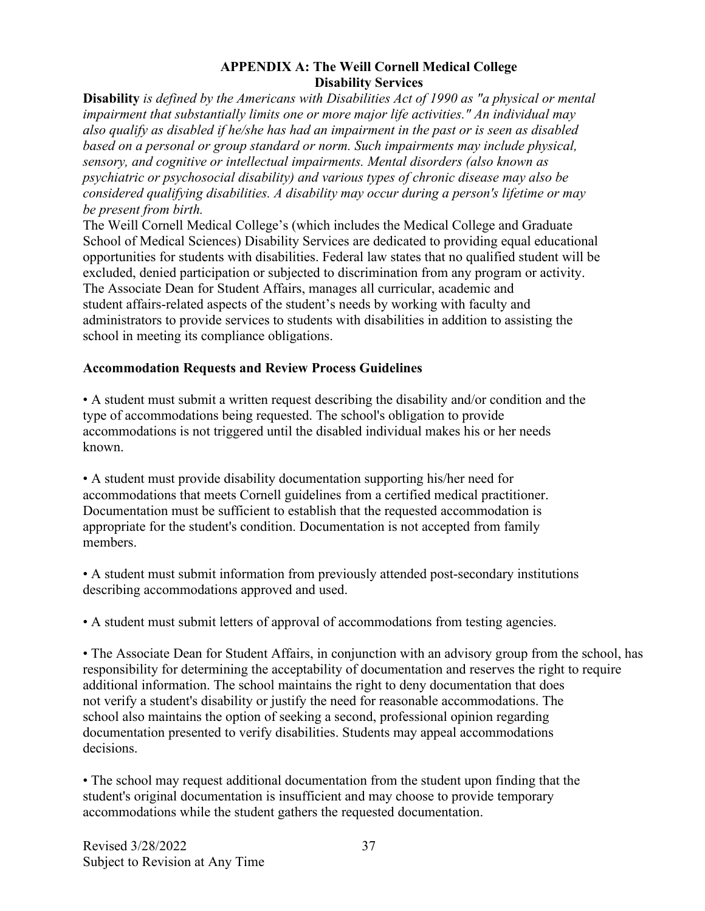## APPENDIX A: The Weill Cornell Medical College Disability Services

**Disability** *is defined by the Americans with Disabilities Act of 1990 as "a physical or mental impairment that substantially limits one or more major life activities." An individual may also qualify as disabled if he/she has had an impairment in the past or is seen as disabled based on a personal or group standard or norm. Such impairments may include physical, sensory, and cognitive or intellectual impairments. Mental disorders (also known as psychiatric or psychosocial disability) and various types of chronic disease may also be considered qualifying disabilities. A disability may occur during a person's lifetime or may be present from birth.*

The Weill Cornell Medical College's (which includes the Medical College and Graduate School of Medical Sciences) Disability Services are dedicated to providing equal educational opportunities for students with disabilities. Federal law states that no qualified student will be excluded, denied participation or subjected to discrimination from any program or activity. The Associate Dean for Student Affairs, manages all curricular, academic and student affairs-related aspects of the student's needs by working with faculty and administrators to provide services to students with disabilities in addition to assisting the school in meeting its compliance obligations.

### Accommodation Requests and Review Process Guidelines

- A student must submit a written request describing the disability and/or condition and the type of accommodations being requested. The school's obligation to provide accommodations is not triggered until the disabled individual makes his or her needs known.

- A student must provide disability documentation supporting his/her need for accommodations that meets Cornell guidelines from a certified medical practitioner. Documentation must be sufficient to establish that the requested accommodation is appropriate for the student's condition. Documentation is not accepted from family members.

- A student must submit information from previously attended post-secondary institutions describing accommodations approved and used.

- A student must submit letters of approval of accommodations from testing agencies.

- The Associate Dean for Student Affairs, in conjunction with an advisory group from the school, has responsibility for determining the acceptability of documentation and reserves the right to require additional information. The school maintains the right to deny documentation that does not verify a student's disability or justify the need for reasonable accommodations. The school also maintains the option of seeking a second, professional opinion regarding documentation presented to verify disabilities. Students may appeal accommodations decisions.

- The school may request additional documentation from the student upon finding that the student's original documentation is insufficient and may choose to provide temporary accommodations while the student gathers the requested documentation.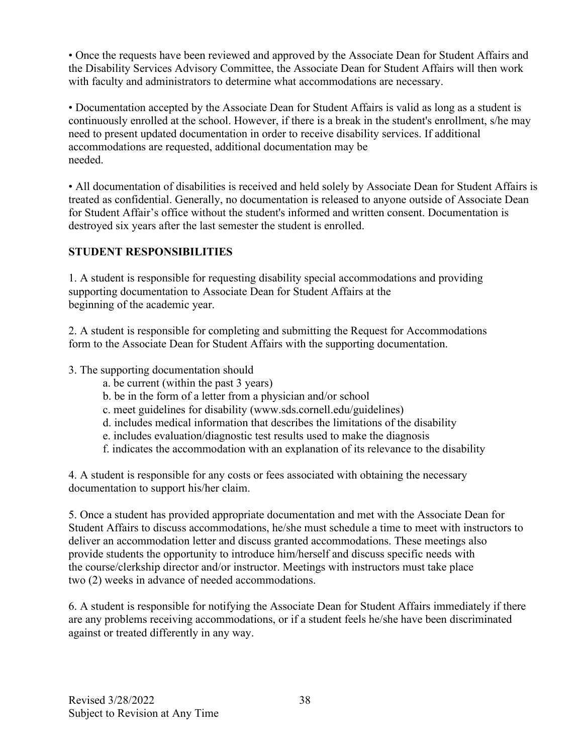- Once the requests have been reviewed and approved by the Associate Dean for Student Affairs and the Disability Services Advisory Committee, the Associate Dean for Student Affairs will then work with faculty and administrators to determine what accommodations are necessary.

- Documentation accepted by the Associate Dean for Student Affairs is valid as long as a student is continuously enrolled at the school. However, if there is a break in the student's enrollment, s/he may need to present updated documentation in order to receive disability services. If additional accommodations are requested, additional documentation may be needed.

- All documentation of disabilities is received and held solely by Associate Dean for Student Affairs is treated as confidential. Generally, no documentation is released to anyone outside of Associate Dean for Student Affair's office without the student's informed and written consent. Documentation is destroyed six years after the last semester the student is enrolled.

**STUDENT RESPONSIBILITIES**

1. A student is responsible for requesting disability special accommodations and providing supporting documentation to Associate Dean for Student Affairs at the beginning of the academic year.

2. A student is responsible for completing and submitting the Request for Accommodations form to the Associate Dean for Student Affairs with the supporting documentation.

3. The supporting documentation should
   a. be current (within the past 3 years)
   b. be in the form of a letter from a physician and/or school
   c. meet guidelines for disability (www.sds.cornell.edu/guidelines)
   d. includes medical information that describes the limitations of the disability
   e. includes evaluation/diagnostic test results used to make the diagnosis
   f. indicates the accommodation with an explanation of its relevance to the disability

4. A student is responsible for any costs or fees associated with obtaining the necessary documentation to support his/her claim.

5. Once a student has provided appropriate documentation and met with the Associate Dean for Student Affairs to discuss accommodations, he/she must schedule a time to meet with instructors to deliver an accommodation letter and discuss granted accommodations. These meetings also provide students the opportunity to introduce him/herself and discuss specific needs with the course/clerkship director and/or instructor. Meetings with instructors must take place two (2) weeks in advance of needed accommodations.

6. A student is responsible for notifying the Associate Dean for Student Affairs immediately if there are any problems receiving accommodations, or if a student feels he/she have been discriminated against or treated differently in any way.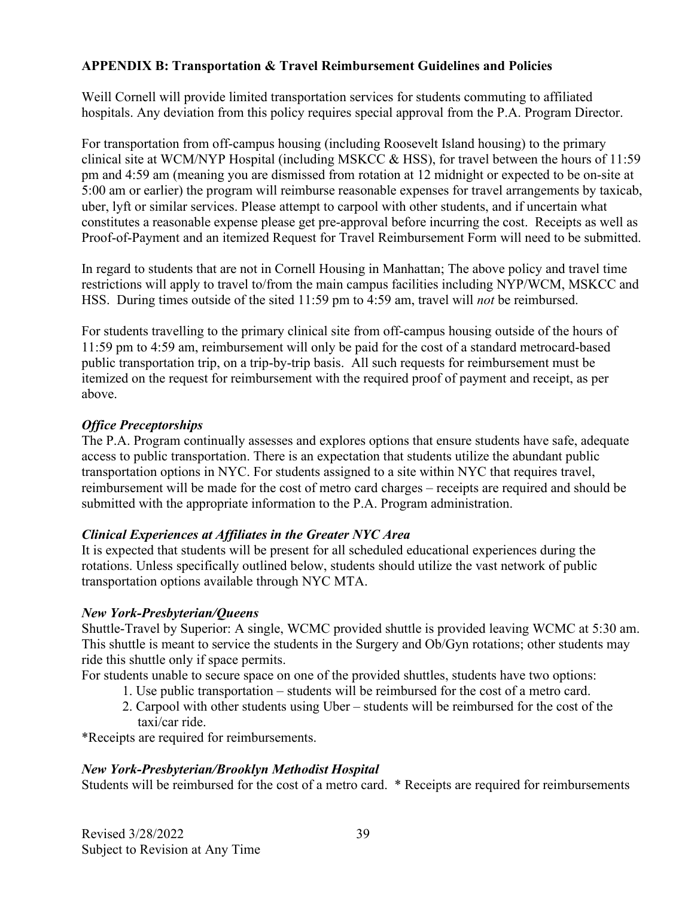## APPENDIX B: Transportation & Travel Reimbursement Guidelines and Policies

Weill Cornell will provide limited transportation services for students commuting to affiliated hospitals. Any deviation from this policy requires special approval from the P.A. Program Director.

For transportation from off-campus housing (including Roosevelt Island housing) to the primary clinical site at WCM/NYP Hospital (including MSKCC & HSS), for travel between the hours of 11:59 pm and 4:59 am (meaning you are dismissed from rotation at 12 midnight or expected to be on-site at 5:00 am or earlier) the program will reimburse reasonable expenses for travel arrangements by taxicab, uber, lyft or similar services. Please attempt to carpool with other students, and if uncertain what constitutes a reasonable expense please get pre-approval before incurring the cost. Receipts as well as Proof-of-Payment and an itemized Request for Travel Reimbursement Form will need to be submitted.

In regard to students that are not in Cornell Housing in Manhattan; The above policy and travel time restrictions will apply to travel to/from the main campus facilities including NYP/WCM, MSKCC and HSS. During times outside of the sited 11:59 pm to 4:59 am, travel will *not* be reimbursed.

For students travelling to the primary clinical site from off-campus housing outside of the hours of 11:59 pm to 4:59 am, reimbursement will only be paid for the cost of a standard metrocard-based public transportation trip, on a trip-by-trip basis. All such requests for reimbursement must be itemized on the request for reimbursement with the required proof of payment and receipt, as per above.

### *Office Preceptorships*

The P.A. Program continually assesses and explores options that ensure students have safe, adequate access to public transportation. There is an expectation that students utilize the abundant public transportation options in NYC. For students assigned to a site within NYC that requires travel, reimbursement will be made for the cost of metro card charges – receipts are required and should be submitted with the appropriate information to the P.A. Program administration.

### *Clinical Experiences at Affiliates in the Greater NYC Area*

It is expected that students will be present for all scheduled educational experiences during the rotations. Unless specifically outlined below, students should utilize the vast network of public transportation options available through NYC MTA.

### *New York-Presbyterian/Queens*

Shuttle-Travel by Superior: A single, WCMC provided shuttle is provided leaving WCMC at 5:30 am. This shuttle is meant to service the students in the Surgery and Ob/Gyn rotations; other students may ride this shuttle only if space permits.

For students unable to secure space on one of the provided shuttles, students have two options:

1. Use public transportation – students will be reimbursed for the cost of a metro card.
2. Carpool with other students using Uber – students will be reimbursed for the cost of the taxi/car ride.

*Receipts are required for reimbursements.

### *New York-Presbyterian/Brooklyn Methodist Hospital*

Students will be reimbursed for the cost of a metro card. * Receipts are required for reimbursements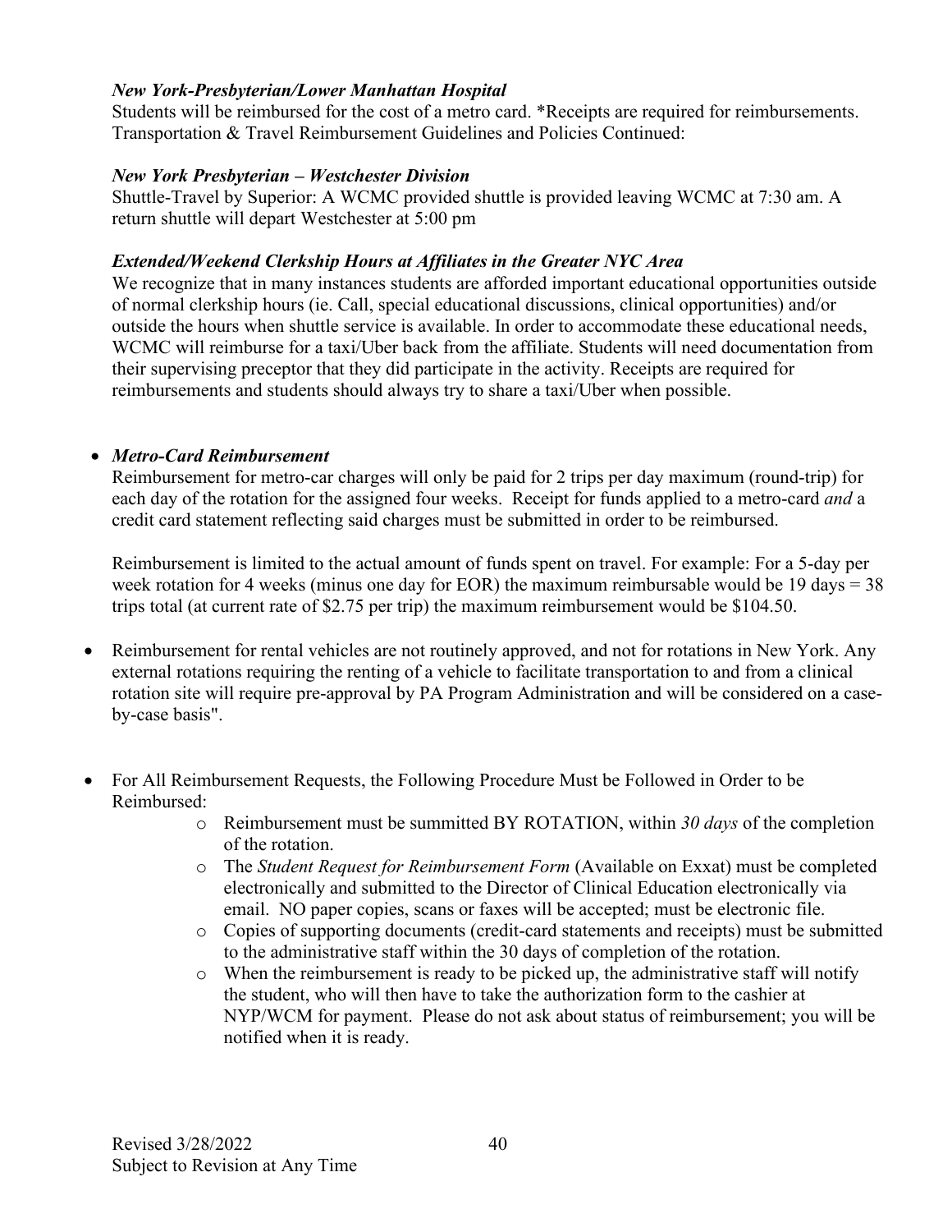***New York-Presbyterian/Lower Manhattan Hospital***
Students will be reimbursed for the cost of a metro card. *Receipts are required for reimbursements. Transportation & Travel Reimbursement Guidelines and Policies Continued:

***New York Presbyterian – Westchester Division***
Shuttle-Travel by Superior: A WCMC provided shuttle is provided leaving WCMC at 7:30 am. A return shuttle will depart Westchester at 5:00 pm

***Extended/Weekend Clerkship Hours at Affiliates in the Greater NYC Area***
We recognize that in many instances students are afforded important educational opportunities outside of normal clerkship hours (ie. Call, special educational discussions, clinical opportunities) and/or outside the hours when shuttle service is available. In order to accommodate these educational needs, WCMC will reimburse for a taxi/Uber back from the affiliate. Students will need documentation from their supervising preceptor that they did participate in the activity. Receipts are required for reimbursements and students should always try to share a taxi/Uber when possible.

- ***Metro-Card Reimbursement***
  Reimbursement for metro-car charges will only be paid for 2 trips per day maximum (round-trip) for each day of the rotation for the assigned four weeks. Receipt for funds applied to a metro-card *and* a credit card statement reflecting said charges must be submitted in order to be reimbursed.

  Reimbursement is limited to the actual amount of funds spent on travel. For example: For a 5-day per week rotation for 4 weeks (minus one day for EOR) the maximum reimbursable would be 19 days = 38 trips total (at current rate of $2.75 per trip) the maximum reimbursement would be $104.50.

- Reimbursement for rental vehicles are not routinely approved, and not for rotations in New York. Any external rotations requiring the renting of a vehicle to facilitate transportation to and from a clinical rotation site will require pre-approval by PA Program Administration and will be considered on a case-by-case basis".

- For All Reimbursement Requests, the Following Procedure Must be Followed in Order to be Reimbursed:
  - Reimbursement must be summitted BY ROTATION, within *30 days* of the completion of the rotation.
  - The *Student Request for Reimbursement Form* (Available on Exxat) must be completed electronically and submitted to the Director of Clinical Education electronically via email. NO paper copies, scans or faxes will be accepted; must be electronic file.
  - Copies of supporting documents (credit-card statements and receipts) must be submitted to the administrative staff within the 30 days of completion of the rotation.
  - When the reimbursement is ready to be picked up, the administrative staff will notify the student, who will then have to take the authorization form to the cashier at NYP/WCM for payment. Please do not ask about status of reimbursement; you will be notified when it is ready.

Revised 3/28/2022
Subject to Revision at Any Time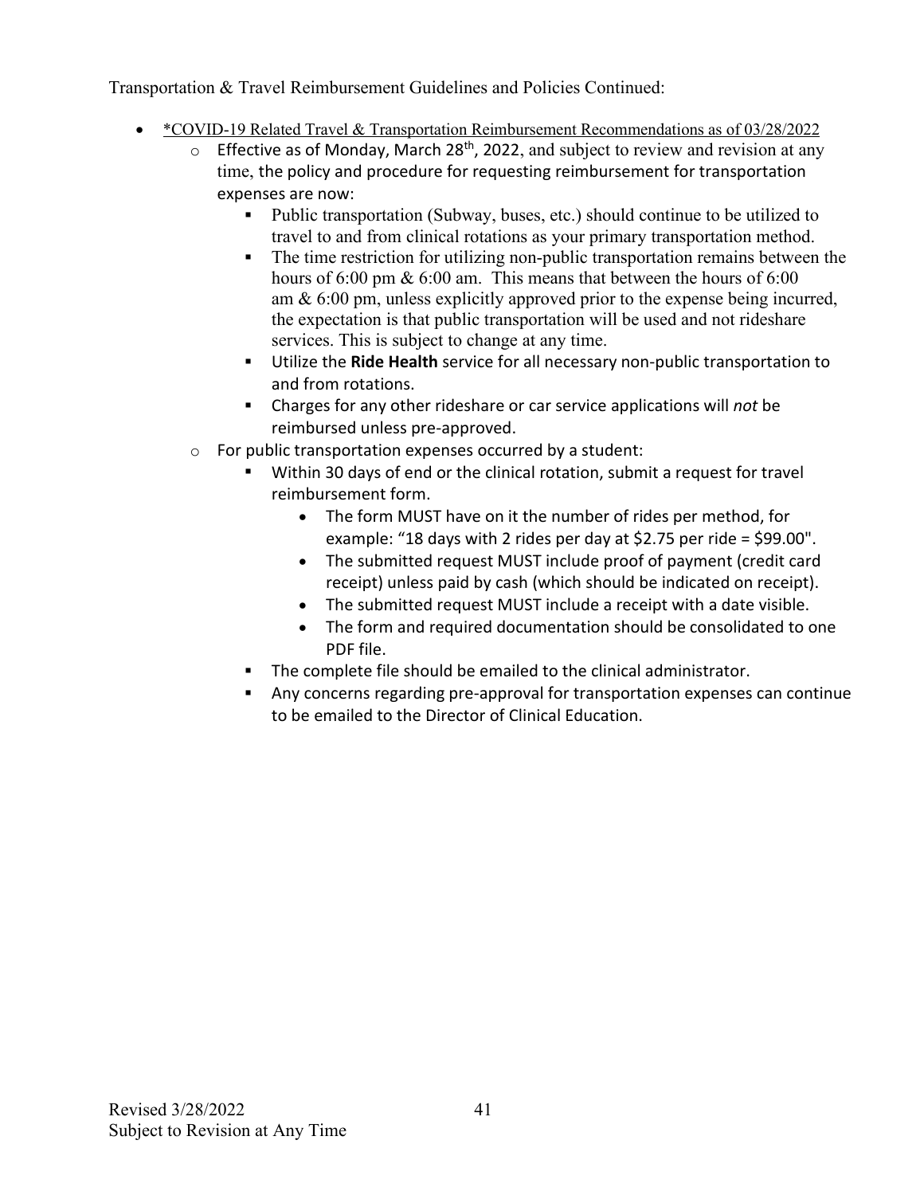Transportation & Travel Reimbursement Guidelines and Policies Continued:

- *COVID-19 Related Travel & Transportation Reimbursement Recommendations as of 03/28/2022
  - Effective as of Monday, March 28th, 2022, and subject to review and revision at any time, the policy and procedure for requesting reimbursement for transportation expenses are now:
    - Public transportation (Subway, buses, etc.) should continue to be utilized to travel to and from clinical rotations as your primary transportation method.
    - The time restriction for utilizing non-public transportation remains between the hours of 6:00 pm & 6:00 am. This means that between the hours of 6:00 am & 6:00 pm, unless explicitly approved prior to the expense being incurred, the expectation is that public transportation will be used and not rideshare services. This is subject to change at any time.
    - Utilize the **Ride Health** service for all necessary non-public transportation to and from rotations.
    - Charges for any other rideshare or car service applications will *not* be reimbursed unless pre-approved.
  - For public transportation expenses occurred by a student:
    - Within 30 days of end or the clinical rotation, submit a request for travel reimbursement form.
      - The form MUST have on it the number of rides per method, for example: "18 days with 2 rides per day at $2.75 per ride = $99.00".
      - The submitted request MUST include proof of payment (credit card receipt) unless paid by cash (which should be indicated on receipt).
      - The submitted request MUST include a receipt with a date visible.
      - The form and required documentation should be consolidated to one PDF file.
    - The complete file should be emailed to the clinical administrator.
    - Any concerns regarding pre-approval for transportation expenses can continue to be emailed to the Director of Clinical Education.